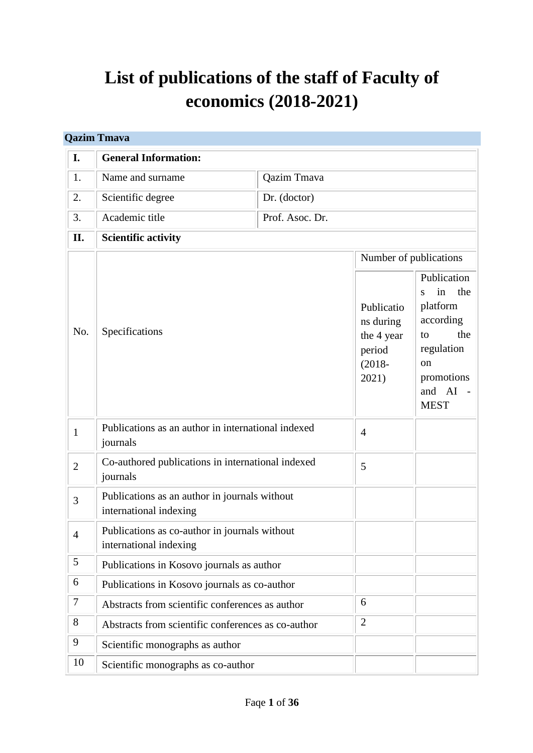# List of publications of the staff of Faculty of economics (2018-2021)

## Qazim Tmava

| I. | General Information: | | |
|---|---|---|---|
| 1. | Name and surname | Qazim Tmava | |
| 2. | Scientific degree | Dr. (doctor) | |
| 3. | Academic title | Prof. Asoc. Dr. | |
| II. | Scientific activity | | |
| No. | Specifications | Number of publications | |
| | | Publications during the 4 year period (2018-2021) | Publications in the platform according to the regulation on promotions and AI - MEST |
| 1 | Publications as an author in international indexed journals | 4 | |
| 2 | Co-authored publications in international indexed journals | 5 | |
| 3 | Publications as an author in journals without international indexing | | |
| 4 | Publications as co-author in journals without international indexing | | |
| 5 | Publications in Kosovo journals as author | | |
| 6 | Publications in Kosovo journals as co-author | | |
| 7 | Abstracts from scientific conferences as author | 6 | |
| 8 | Abstracts from scientific conferences as co-author | 2 | |
| 9 | Scientific monographs as author | | |
| 10 | Scientific monographs as co-author | | |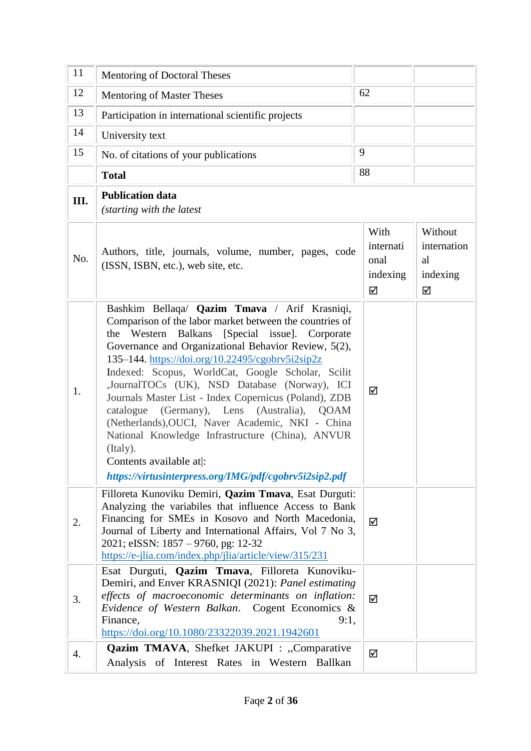| | | | |
|---|---|---|---|
| 11 | Mentoring of Doctoral Theses | | |
| 12 | Mentoring of Master Theses | 62 | |
| 13 | Participation in international scientific projects | | |
| 14 | University text | | |
| 15 | No. of citations of your publications | 9 | |
| | **Total** | 88 | |

| | | | |
|---|---|---|---|
| **III.** | **Publication data** *(starting with the latest* | | |
| No. | Authors, title, journals, volume, number, pages, code (ISSN, ISBN, etc.), web site, etc. | With international indexing ☑ | Without international indexing ☑ |
| 1. | Bashkim Bellaqa/ **Qazim Tmava** / Arif Krasniqi, Comparison of the labor market between the countries of the Western Balkans [Special issue]. Corporate Governance and Organizational Behavior Review, 5(2), 135–144. https://doi.org/10.22495/cgobrv5i2sip2z Indexed: Scopus, WorldCat, Google Scholar, Scilit ,JournalTOCs (UK), NSD Database (Norway), ICI Journals Master List - Index Copernicus (Poland), ZDB catalogue (Germany), Lens (Australia), QOAM (Netherlands),OUCI, Naver Academic, NKI - China National Knowledge Infrastructure (China), ANVUR (Italy). Contents available at\|: ***https://virtusinterpress.org/IMG/pdf/cgobrv5i2sip2.pdf*** | ☑ | |
| 2. | Filloreta Kunoviku Demiri, **Qazim Tmava**, Esat Durguti: Analyzing the variabiles that influence Access to Bank Financing for SMEs in Kosovo and North Macedonia, Journal of Liberty and International Affairs, Vol 7 No 3, 2021; eISSN: 1857 – 9760, pg: 12-32 https://e-jlia.com/index.php/jlia/article/view/315/231 | ☑ | |
| 3. | Esat Durguti, **Qazim Tmava**, Filloreta Kunoviku-Demiri, and Enver KRASNIQI (2021): *Panel estimating effects of macroeconomic determinants on inflation: Evidence of Western Balkan*. Cogent Economics & Finance, 9:1, https://doi.org/10.1080/23322039.2021.1942601 | ☑ | |
| 4. | **Qazim TMAVA**, Shefket JAKUPI : ,,Comparative Analysis of Interest Rates in Western Ballkan | ☑ | |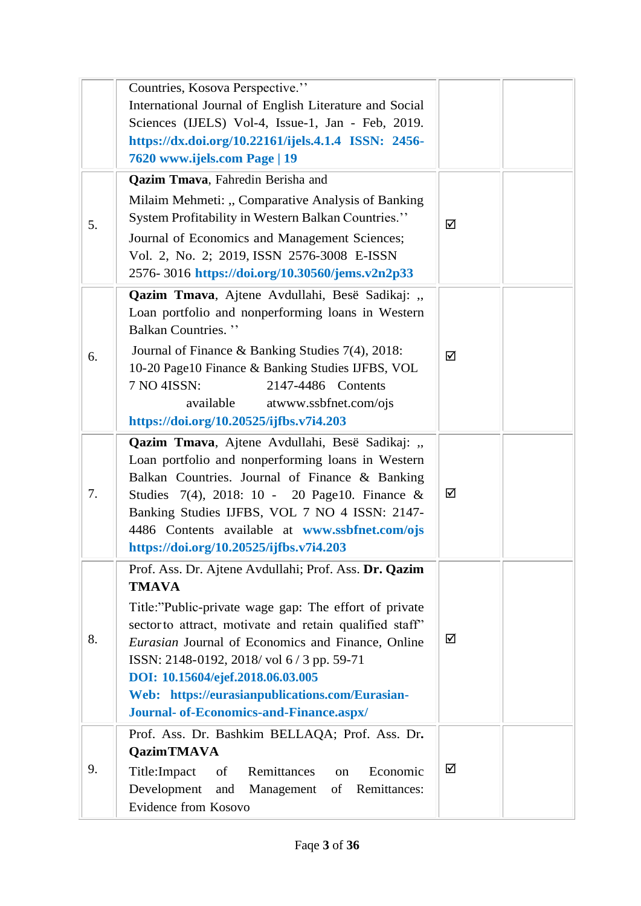| | | | |
|---|---|---|---|
| | Countries, Kosova Perspective.'' International Journal of English Literature and Social Sciences (IJELS) Vol-4, Issue-1, Jan - Feb, 2019. **https://dx.doi.org/10.22161/ijels.4.1.4 ISSN: 2456-7620 www.ijels.com Page \| 19** | | |
| 5. | **Qazim Tmava**, Fahredin Berisha and Milaim Mehmeti: ,, Comparative Analysis of Banking System Profitability in Western Balkan Countries.'' Journal of Economics and Management Sciences; Vol. 2, No. 2; 2019, ISSN 2576-3008 E-ISSN 2576- 3016 **https://doi.org/10.30560/jems.v2n2p33** | ☑ | |
| 6. | **Qazim Tmava**, Ajtene Avdullahi, Besë Sadikaj: ,, Loan portfolio and nonperforming loans in Western Balkan Countries. '' Journal of Finance & Banking Studies 7(4), 2018: 10-20 Page10 Finance & Banking Studies IJFBS, VOL 7 NO 4ISSN: 2147-4486 Contents available atwww.ssbfnet.com/ojs **https://doi.org/10.20525/ijfbs.v7i4.203** | ☑ | |
| 7. | **Qazim Tmava**, Ajtene Avdullahi, Besë Sadikaj: ,, Loan portfolio and nonperforming loans in Western Balkan Countries. Journal of Finance & Banking Studies 7(4), 2018: 10 - 20 Page10. Finance & Banking Studies IJFBS, VOL 7 NO 4 ISSN: 2147-4486 Contents available at **www.ssbfnet.com/ojs https://doi.org/10.20525/ijfbs.v7i4.203** | ☑ | |
| 8. | Prof. Ass. Dr. Ajtene Avdullahi; Prof. Ass. **Dr. Qazim TMAVA** Title:"Public-private wage gap: The effort of private sector to attract, motivate and retain qualified staff" *Eurasian* Journal of Economics and Finance, Online ISSN: 2148-0192, 2018/ vol 6 / 3 pp. 59-71 **DOI: 10.15604/ejef.2018.06.03.005 Web: https://eurasianpublications.com/Eurasian-Journal- of-Economics-and-Finance.aspx/** | ☑ | |
| 9. | Prof. Ass. Dr. Bashkim BELLAQA; Prof. Ass. Dr. **QazimTMAVA** Title:Impact of Remittances on Economic Development and Management of Remittances: Evidence from Kosovo | ☑ | |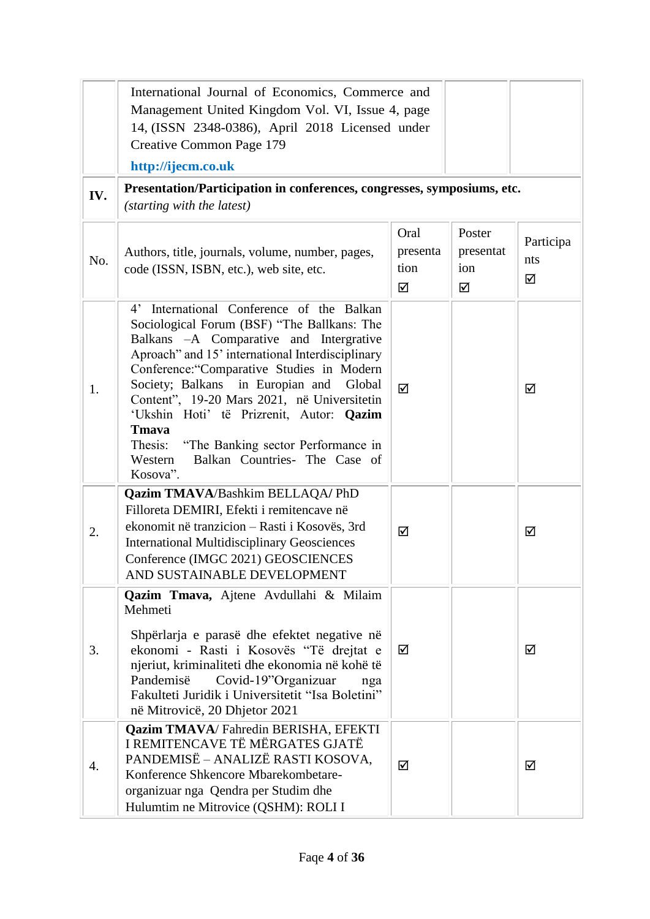| | | | | |
|---|---|---|---|---|
| | International Journal of Economics, Commerce and Management United Kingdom Vol. VI, Issue 4, page 14, (ISSN 2348-0386), April 2018 Licensed under Creative Common Page 179 **http://ijecm.co.uk** | | | |
| **IV.** | **Presentation/Participation in conferences, congresses, symposiums, etc.** *(starting with the latest)* | | | |
| No. | Authors, title, journals, volume, number, pages, code (ISSN, ISBN, etc.), web site, etc. | Oral presentation ☑ | Poster presentation ☑ | Participants ☑ |
| 1. | 4' International Conference of the Balkan Sociological Forum (BSF) "The Ballkans: The Balkans –A Comparative and Intergrative Aproach" and 15' international Interdisciplinary Conference:"Comparative Studies in Modern Society; Balkans in Europian and Global Content", 19-20 Mars 2021, në Universitetin 'Ukshin Hoti' të Prizrenit, Autor: **Qazim Tmava** Thesis: "The Banking sector Performance in Western Balkan Countries- The Case of Kosova". | ☑ | | ☑ |
| 2. | **Qazim TMAVA**/Bashkim BELLAQA/ PhD Filloreta DEMIRI, Efekti i remitencave në ekonomit në tranzicion – Rasti i Kosovës, 3rd International Multidisciplinary Geosciences Conference (IMGC 2021) GEOSCIENCES AND SUSTAINABLE DEVELOPMENT | ☑ | | ☑ |
| 3. | **Qazim Tmava,** Ajtene Avdullahi & Milaim Mehmeti Shpërlarja e parasë dhe efektet negative në ekonomi - Rasti i Kosovës "Të drejtat e njeriut, kriminaliteti dhe ekonomia në kohë të Pandemisë Covid-19"Organizuar nga Fakulteti Juridik i Universitetit "Isa Boletini" në Mitrovicë, 20 Dhjetor 2021 | ☑ | | ☑ |
| 4. | **Qazim TMAVA**/ Fahredin BERISHA, EFEKTI I REMITENCAVE TË MËRGATES GJATË PANDEMISË – ANALIZË RASTI KOSOVA, Konference Shkencore Mbarekombetare- organizuar nga Qendra per Studim dhe Hulumtim ne Mitrovice (QSHM): ROLI I | ☑ | | ☑ |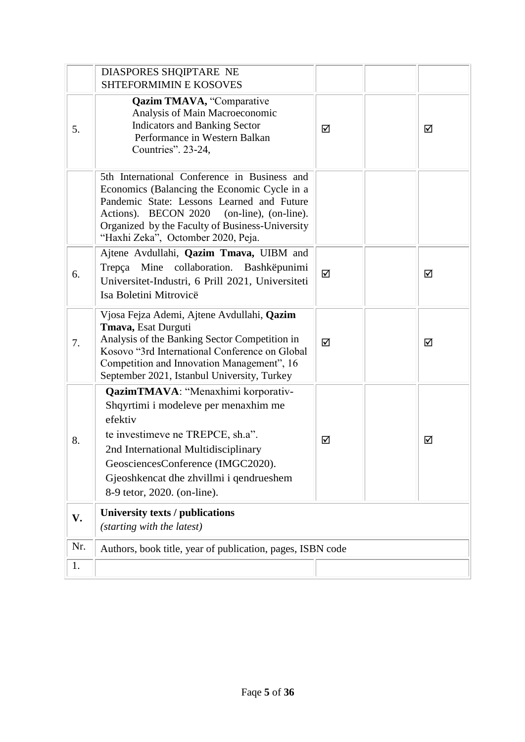| | | | | |
|---|---|---|---|---|
| | DIASPORES SHQIPTARE NE SHTEFORMIMIN E KOSOVES | | | |
| 5. | **Qazim TMAVA,** "Comparative Analysis of Main Macroeconomic Indicators and Banking Sector Performance in Western Balkan Countries". 23-24, | ☑ | | ☑ |
| | 5th International Conference in Business and Economics (Balancing the Economic Cycle in a Pandemic State: Lessons Learned and Future Actions). BECON 2020 (on-line), (on-line). Organized by the Faculty of Business-University "Haxhi Zeka", Octomber 2020, Peja. | | | |
| 6. | Ajtene Avdullahi, **Qazim Tmava,** UIBM and Trepça Mine collaboration. Bashkëpunimi Universitet-Industri, 6 Prill 2021, Universiteti Isa Boletini Mitrovicë | ☑ | | ☑ |
| 7. | Vjosa Fejza Ademi, Ajtene Avdullahi, **Qazim Tmava,** Esat Durguti Analysis of the Banking Sector Competition in Kosovo "3rd International Conference on Global Competition and Innovation Management", 16 September 2021, Istanbul University, Turkey | ☑ | | ☑ |
| 8. | **QazimTMAVA**: "Menaxhimi korporativ-Shqyrtimi i modeleve per menaxhim me efektiv te investimeve ne TREPCE, sh.a". 2nd International Multidisciplinary GeosciencesConference (IMGC2020). Gjeoshkencat dhe zhvillmi i qendrueshem 8-9 tetor, 2020. (on-line). | ☑ | | ☑ |
| **V.** | **University texts / publications** *(starting with the latest)* | | | |
| Nr. | Authors, book title, year of publication, pages, ISBN code | | | |
| 1. | | | | |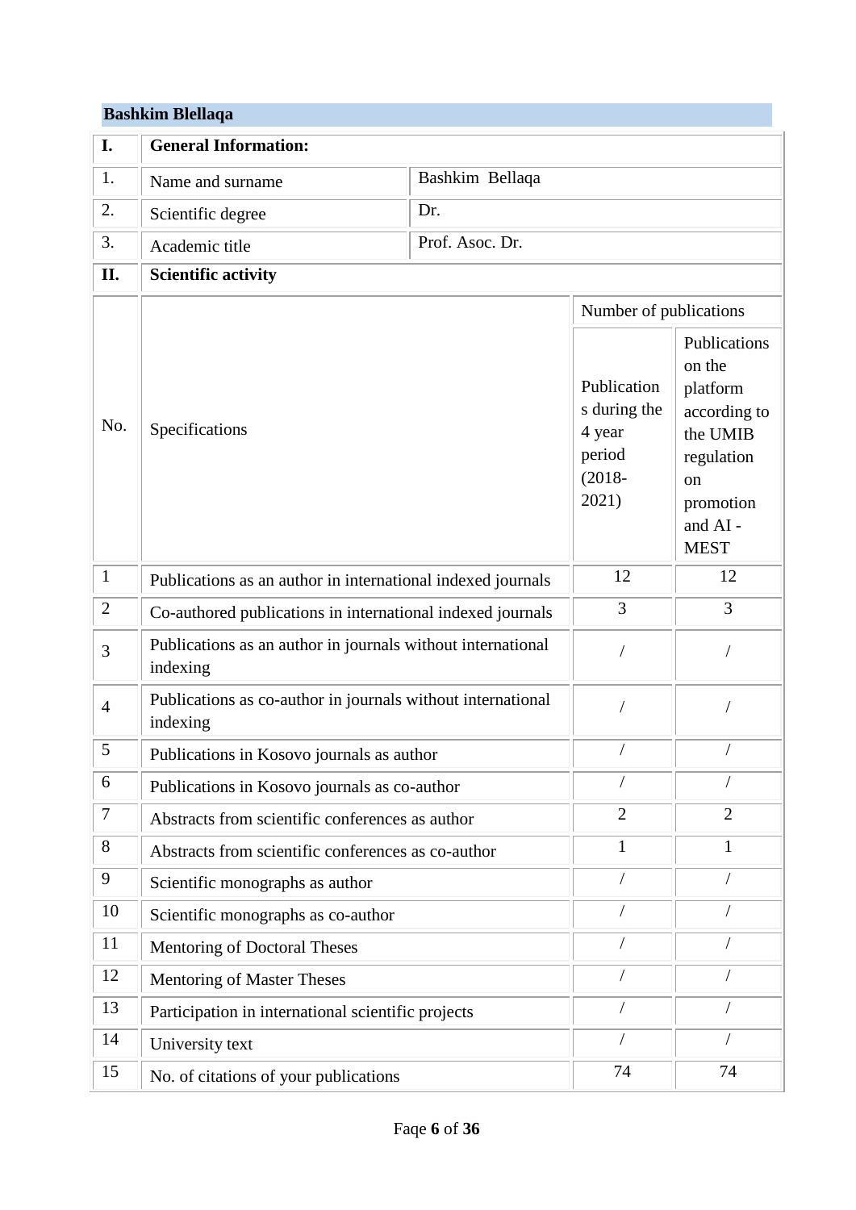**Bashkim Blellaqa**

| I. | **General Information:** | |
|---|---|---|
| 1. | Name and surname | Bashkim Bellaqa |
| 2. | Scientific degree | Dr. |
| 3. | Academic title | Prof. Asoc. Dr. |

| II. | **Scientific activity** | | |
|---|---|---|---|
| No. | Specifications | Number of publications | |
| | | Publications during the 4 year period (2018-2021) | Publications on the platform according to the UMIB regulation on promotion and AI - MEST |
| 1 | Publications as an author in international indexed journals | 12 | 12 |
| 2 | Co-authored publications in international indexed journals | 3 | 3 |
| 3 | Publications as an author in journals without international indexing | / | / |
| 4 | Publications as co-author in journals without international indexing | / | / |
| 5 | Publications in Kosovo journals as author | / | / |
| 6 | Publications in Kosovo journals as co-author | / | / |
| 7 | Abstracts from scientific conferences as author | 2 | 2 |
| 8 | Abstracts from scientific conferences as co-author | 1 | 1 |
| 9 | Scientific monographs as author | / | / |
| 10 | Scientific monographs as co-author | / | / |
| 11 | Mentoring of Doctoral Theses | / | / |
| 12 | Mentoring of Master Theses | / | / |
| 13 | Participation in international scientific projects | / | / |
| 14 | University text | / | / |
| 15 | No. of citations of your publications | 74 | 74 |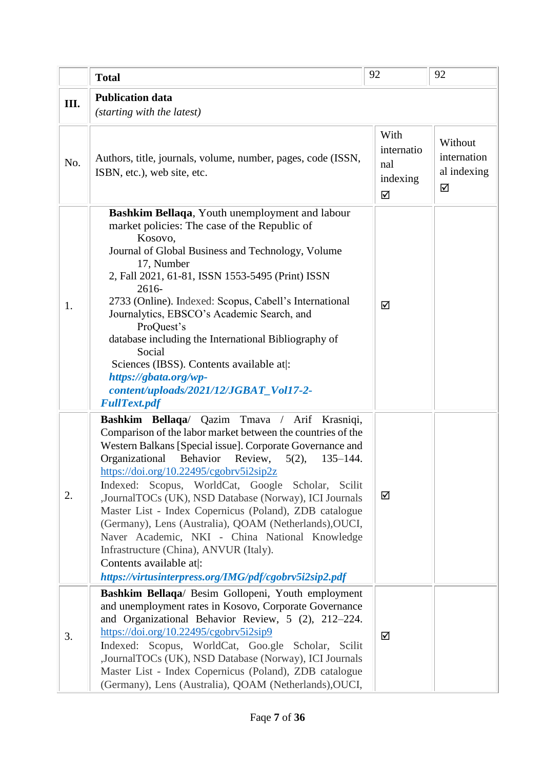|  | **Total** | 92 | 92 |
|---|---|---|---|
| **III.** | **Publication data** *(starting with the latest)* | | |
| No. | Authors, title, journals, volume, number, pages, code (ISSN, ISBN, etc.), web site, etc. | With international indexing ☑ | Without international indexing ☑ |
| 1. | **Bashkim Bellaqa**, Youth unemployment and labour market policies: The case of the Republic of Kosovo, Journal of Global Business and Technology, Volume 17, Number 2, Fall 2021, 61-81, ISSN 1553-5495 (Print) ISSN 2616-2733 (Online). Indexed: Scopus, Cabell's International Journalytics, EBSCO's Academic Search, and ProQuest's database including the International Bibliography of Social Sciences (IBSS). Contents available at\|: ***https://gbata.org/wp-content/uploads/2021/12/JGBAT_Vol17-2-FullText.pdf*** | ☑ | |
| 2. | **Bashkim Bellaqa**/ Qazim Tmava / Arif Krasniqi, Comparison of the labor market between the countries of the Western Balkans [Special issue]. Corporate Governance and Organizational Behavior Review, 5(2), 135–144. https://doi.org/10.22495/cgobrv5i2sip2z Indexed: Scopus, WorldCat, Google Scholar, Scilit ,JournalTOCs (UK), NSD Database (Norway), ICI Journals Master List - Index Copernicus (Poland), ZDB catalogue (Germany), Lens (Australia), QOAM (Netherlands),OUCI, Naver Academic, NKI - China National Knowledge Infrastructure (China), ANVUR (Italy). Contents available at\|: ***https://virtusinterpress.org/IMG/pdf/cgobrv5i2sip2.pdf*** | ☑ | |
| 3. | **Bashkim Bellaqa**/ Besim Gollopeni, Youth employment and unemployment rates in Kosovo, Corporate Governance and Organizational Behavior Review, 5 (2), 212–224. https://doi.org/10.22495/cgobrv5i2sip9 Indexed: Scopus, WorldCat, Goo.gle Scholar, Scilit ,JournalTOCs (UK), NSD Database (Norway), ICI Journals Master List - Index Copernicus (Poland), ZDB catalogue (Germany), Lens (Australia), QOAM (Netherlands),OUCI, | ☑ | |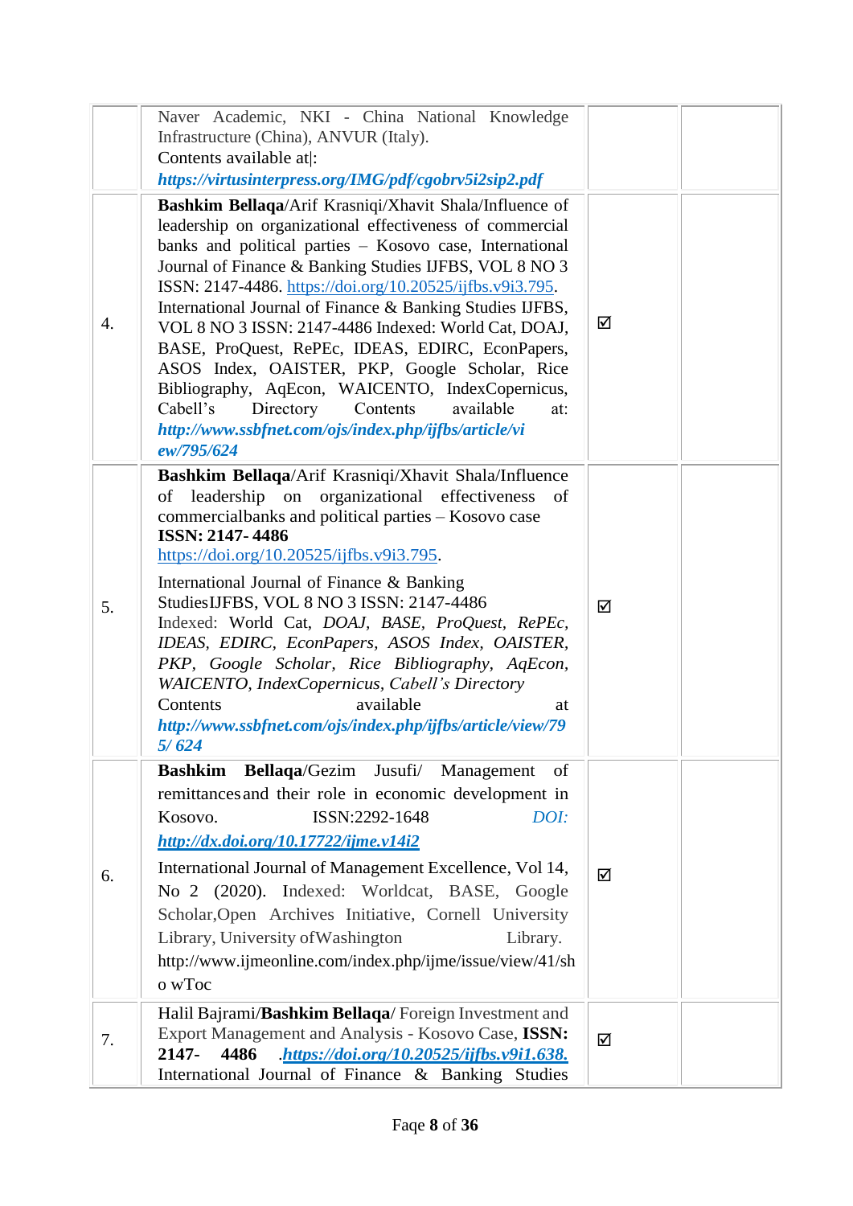|  |  |  |  |
|---|---|---|---|
|  | Naver Academic, NKI - China National Knowledge Infrastructure (China), ANVUR (Italy).<br>Contents available at\|:<br>***https://virtusinterpress.org/IMG/pdf/cgobrv5i2sip2.pdf*** |  |  |
| 4. | **Bashkim Bellaqa**/Arif Krasniqi/Xhavit Shala/Influence of leadership on organizational effectiveness of commercial banks and political parties – Kosovo case, International Journal of Finance & Banking Studies IJFBS, VOL 8 NO 3 ISSN: 2147-4486. https://doi.org/10.20525/ijfbs.v9i3.795.<br>International Journal of Finance & Banking Studies IJFBS, VOL 8 NO 3 ISSN: 2147-4486 Indexed: World Cat, DOAJ, BASE, ProQuest, RePEc, IDEAS, EDIRC, EconPapers, ASOS Index, OAISTER, PKP, Google Scholar, Rice Bibliography, AqEcon, WAICENTO, IndexCopernicus, Cabell's Directory Contents available at: ***http://www.ssbfnet.com/ojs/index.php/ijfbs/article/view/795/624*** | ☑ |  |
| 5. | **Bashkim Bellaqa**/Arif Krasniqi/Xhavit Shala/Influence of leadership on organizational effectiveness of commercialbanks and political parties – Kosovo case<br>**ISSN: 2147- 4486**<br>https://doi.org/10.20525/ijfbs.v9i3.795.<br>International Journal of Finance & Banking StudiesIJFBS, VOL 8 NO 3 ISSN: 2147-4486<br>Indexed: World Cat, *DOAJ, BASE, ProQuest, RePEc, IDEAS, EDIRC, EconPapers, ASOS Index, OAISTER, PKP, Google Scholar, Rice Bibliography, AqEcon, WAICENTO, IndexCopernicus, Cabell's Directory*<br>Contents available at ***http://www.ssbfnet.com/ojs/index.php/ijfbs/article/view/795/ 624*** | ☑ |  |
| 6. | **Bashkim Bellaqa**/Gezim Jusufi/ Management of remittancesand their role in economic development in Kosovo. ISSN:2292-1648 *DOI:* ***http://dx.doi.org/10.17722/ijme.v14i2***<br>International Journal of Management Excellence, Vol 14, No 2 (2020). Indexed: Worldcat, BASE, Google Scholar,Open Archives Initiative, Cornell University Library, University ofWashington Library. http://www.ijmeonline.com/index.php/ijme/issue/view/41/showToc | ☑ |  |
| 7. | Halil Bajrami/**Bashkim Bellaqa**/ Foreign Investment and Export Management and Analysis - Kosovo Case, **ISSN: 2147- 4486** .***https://doi.org/10.20525/ijfbs.v9i1.638.***<br>International Journal of Finance & Banking Studies | ☑ |  |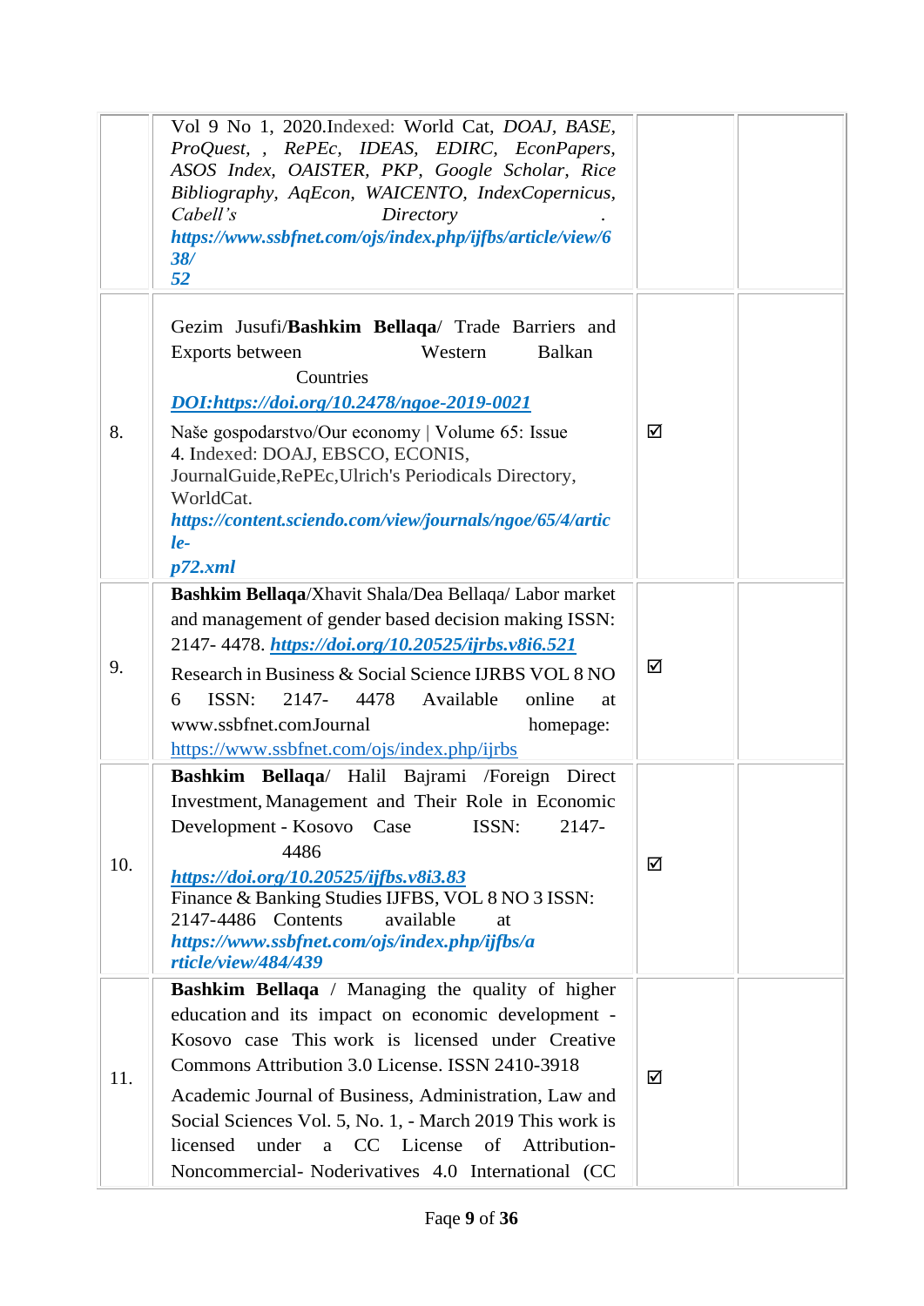| | | | |
|---|---|---|---|
| | Vol 9 No 1, 2020.Indexed: World Cat, *DOAJ, BASE, ProQuest, , RePEc, IDEAS, EDIRC, EconPapers, ASOS Index, OAISTER, PKP, Google Scholar, Rice Bibliography, AqEcon, WAICENTO, IndexCopernicus, Cabell's Directory .* ***https://www.ssbfnet.com/ojs/index.php/ijfbs/article/view/638/52*** | | |
| 8. | Gezim Jusufi/**Bashkim Bellaqa**/ Trade Barriers and Exports between Western Balkan Countries ***DOI:https://doi.org/10.2478/ngoe-2019-0021*** Naše gospodarstvo/Our economy \| Volume 65: Issue 4. Indexed: DOAJ, EBSCO, ECONIS, JournalGuide,RePEc,Ulrich's Periodicals Directory, WorldCat. ***https://content.sciendo.com/view/journals/ngoe/65/4/article-p72.xml*** | ☑ | |
| 9. | **Bashkim Bellaqa**/Xhavit Shala/Dea Bellaqa/ Labor market and management of gender based decision making ISSN: 2147- 4478. ***https://doi.org/10.20525/ijrbs.v8i6.521*** Research in Business & Social Science IJRBS VOL 8 NO 6 ISSN: 2147- 4478 Available online at www.ssbfnet.comJournal homepage: https://www.ssbfnet.com/ojs/index.php/ijrbs | ☑ | |
| 10. | **Bashkim Bellaqa**/ Halil Bajrami /Foreign Direct Investment, Management and Their Role in Economic Development - Kosovo Case ISSN: 2147-4486 ***https://doi.org/10.20525/ijfbs.v8i3.83*** Finance & Banking Studies IJFBS, VOL 8 NO 3 ISSN: 2147-4486 Contents available at ***https://www.ssbfnet.com/ojs/index.php/ijfbs/article/view/484/439*** | ☑ | |
| 11. | **Bashkim Bellaqa** / Managing the quality of higher education and its impact on economic development - Kosovo case This work is licensed under Creative Commons Attribution 3.0 License. ISSN 2410-3918 Academic Journal of Business, Administration, Law and Social Sciences Vol. 5, No. 1, - March 2019 This work is licensed under a CC License of Attribution-Noncommercial- Noderivatives 4.0 International (CC | ☑ | |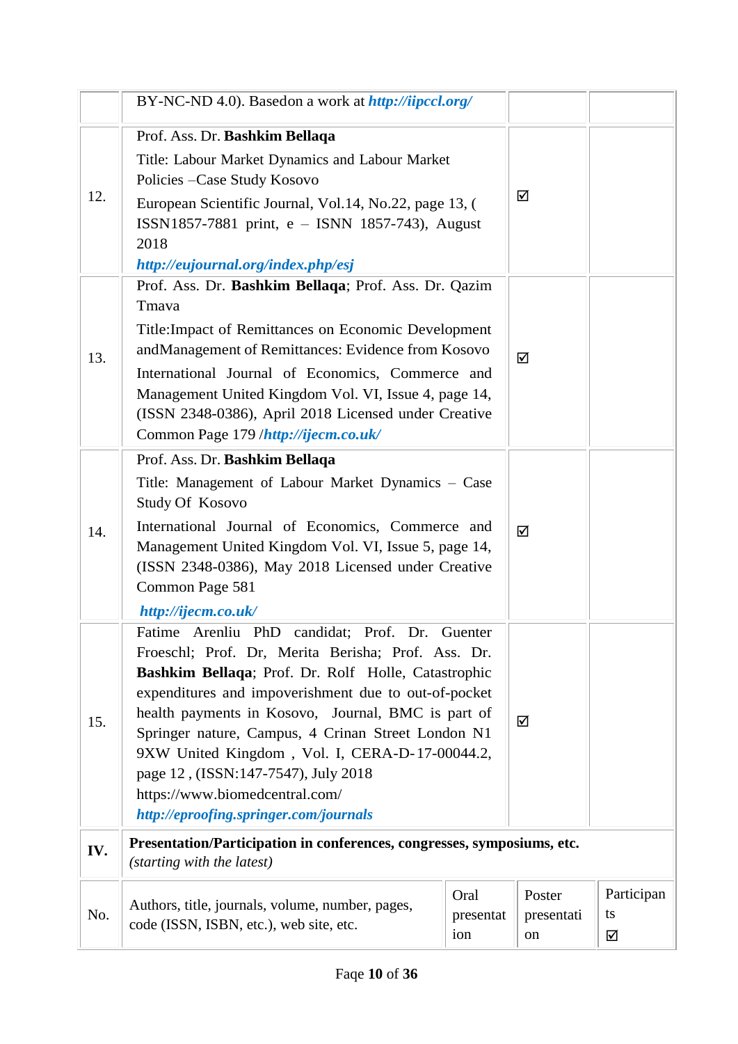| | | | |
|---|---|---|---|
| | BY-NC-ND 4.0). Basedon a work at ***http://iipccl.org/*** | | |
| 12. | Prof. Ass. Dr. **Bashkim Bellaqa**<br>Title: Labour Market Dynamics and Labour Market Policies –Case Study Kosovo<br>European Scientific Journal, Vol.14, No.22, page 13, ( ISSN1857-7881 print, e – ISNN 1857-743), August 2018<br>***http://eujournal.org/index.php/esj*** | ☑ | |
| 13. | Prof. Ass. Dr. **Bashkim Bellaqa**; Prof. Ass. Dr. Qazim Tmava<br>Title:Impact of Remittances on Economic Development andManagement of Remittances: Evidence from Kosovo<br>International Journal of Economics, Commerce and Management United Kingdom Vol. VI, Issue 4, page 14, (ISSN 2348-0386), April 2018 Licensed under Creative Common Page 179 /***http://ijecm.co.uk/*** | ☑ | |
| 14. | Prof. Ass. Dr. **Bashkim Bellaqa**<br>Title: Management of Labour Market Dynamics – Case Study Of Kosovo<br>International Journal of Economics, Commerce and Management United Kingdom Vol. VI, Issue 5, page 14, (ISSN 2348-0386), May 2018 Licensed under Creative Common Page 581<br>***http://ijecm.co.uk/*** | ☑ | |
| 15. | Fatime Arenliu PhD candidat; Prof. Dr. Guenter Froeschl; Prof. Dr, Merita Berisha; Prof. Ass. Dr. **Bashkim Bellaqa**; Prof. Dr. Rolf Holle, Catastrophic expenditures and impoverishment due to out-of-pocket health payments in Kosovo, Journal, BMC is part of Springer nature, Campus, 4 Crinan Street London N1 9XW United Kingdom , Vol. I, CERA-D-17-00044.2, page 12 , (ISSN:147-7547), July 2018<br>https://www.biomedcentral.com/<br>***http://eproofing.springer.com/journals*** | ☑ | |

| | | | | |
|---|---|---|---|---|
| **IV.** | **Presentation/Participation in conferences, congresses, symposiums, etc.**<br>*(starting with the latest)* | | | |
| No. | Authors, title, journals, volume, number, pages, code (ISSN, ISBN, etc.), web site, etc. | Oral presentation | Poster presentation | Participants ☑ |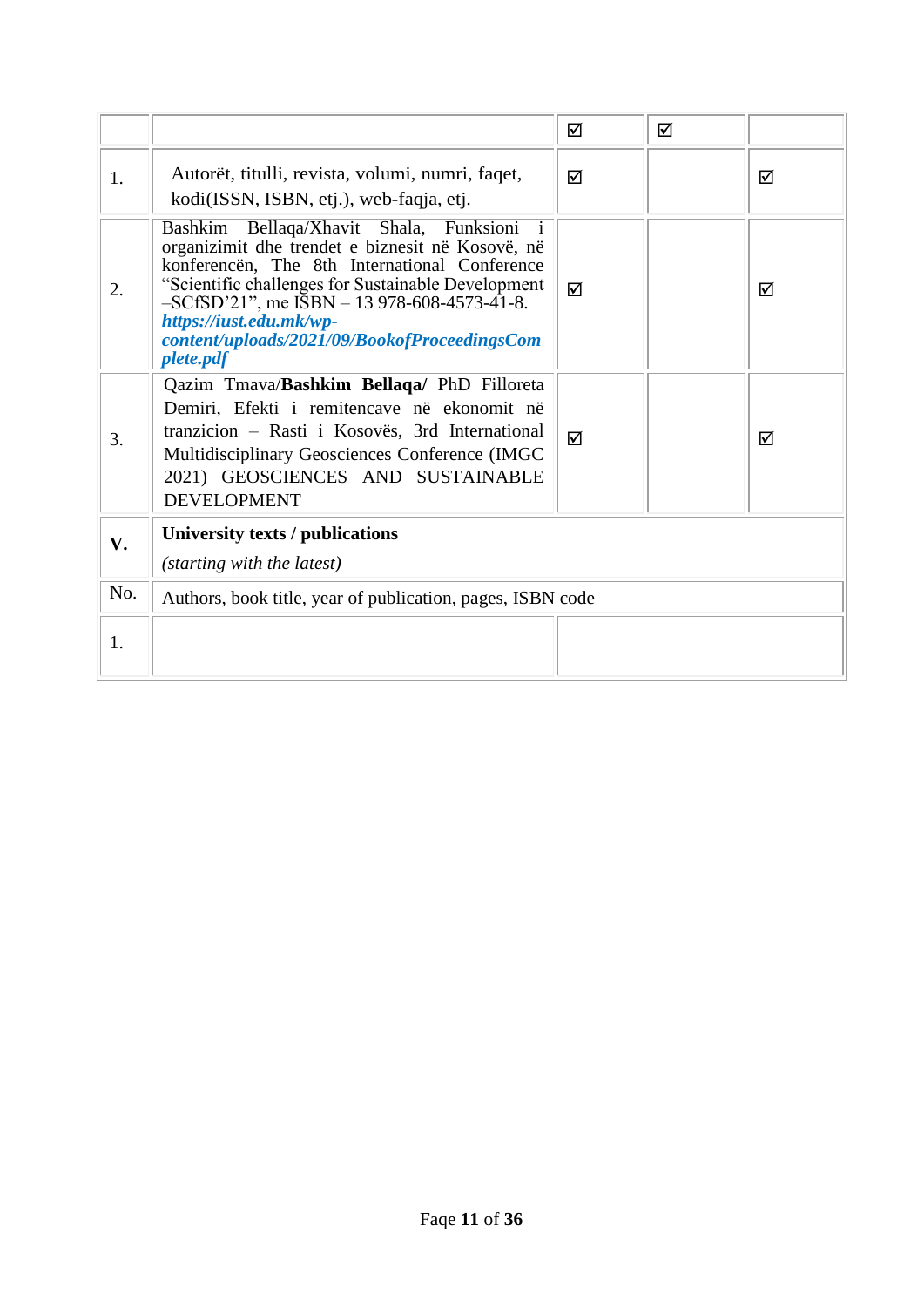|  |  | ☑ | ☑ |  |
|---|---|---|---|---|
| 1. | Autorët, titulli, revista, volumi, numri, faqet, kodi(ISSN, ISBN, etj.), web-faqja, etj. | ☑ |  | ☑ |
| 2. | Bashkim Bellaqa/Xhavit Shala, Funksioni i organizimit dhe trendet e biznesit në Kosovë, në konferencën, The 8th International Conference “Scientific challenges for Sustainable Development –SCfSD’21”, me ISBN – 13 978-608-4573-41-8. ***https://iust.edu.mk/wp-content/uploads/2021/09/BookofProceedingsComplete.pdf*** | ☑ |  | ☑ |
| 3. | Qazim Tmava/**Bashkim Bellaqa/** PhD Filloreta Demiri, Efekti i remitencave në ekonomit në tranzicion – Rasti i Kosovës, 3rd International Multidisciplinary Geosciences Conference (IMGC 2021) GEOSCIENCES AND SUSTAINABLE DEVELOPMENT | ☑ |  | ☑ |

| **V.** | **University texts / publications** *(starting with the latest)* |  |
|---|---|---|
| No. | Authors, book title, year of publication, pages, ISBN code |  |
| 1. |  |  |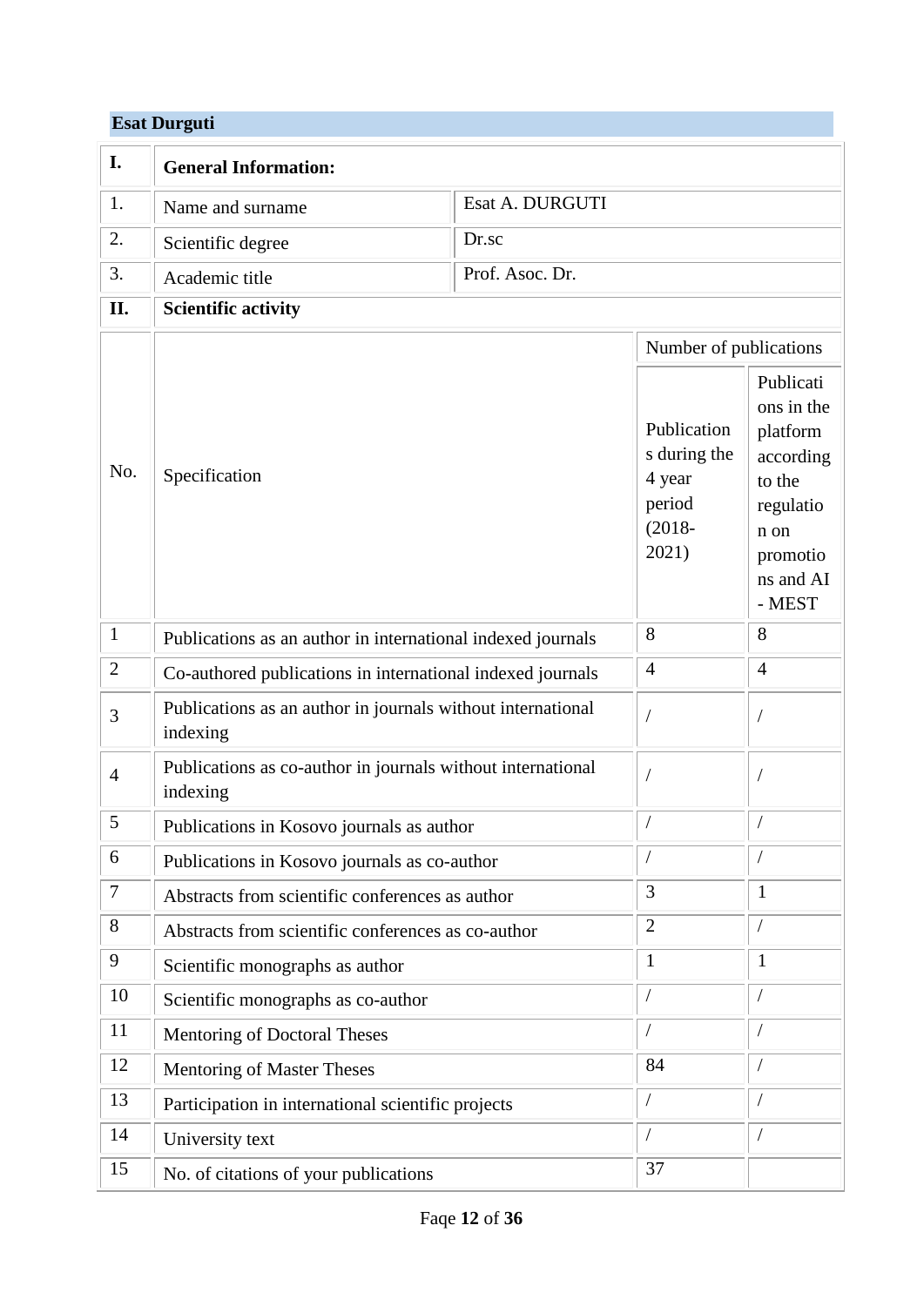**Esat Durguti**

| I. | **General Information:** | |
|---|---|---|
| 1. | Name and surname | Esat A. DURGUTI |
| 2. | Scientific degree | Dr.sc |
| 3. | Academic title | Prof. Asoc. Dr. |

| II. | **Scientific activity** | | |
|---|---|---|---|
| No. | Specification | Number of publications | |
| | | Publications during the 4 year period (2018-2021) | Publications in the platform according to the regulation on promotions and AI - MEST |
| 1 | Publications as an author in international indexed journals | 8 | 8 |
| 2 | Co-authored publications in international indexed journals | 4 | 4 |
| 3 | Publications as an author in journals without international indexing | / | / |
| 4 | Publications as co-author in journals without international indexing | / | / |
| 5 | Publications in Kosovo journals as author | / | / |
| 6 | Publications in Kosovo journals as co-author | / | / |
| 7 | Abstracts from scientific conferences as author | 3 | 1 |
| 8 | Abstracts from scientific conferences as co-author | 2 | / |
| 9 | Scientific monographs as author | 1 | 1 |
| 10 | Scientific monographs as co-author | / | / |
| 11 | Mentoring of Doctoral Theses | / | / |
| 12 | Mentoring of Master Theses | 84 | / |
| 13 | Participation in international scientific projects | / | / |
| 14 | University text | / | / |
| 15 | No. of citations of your publications | 37 | |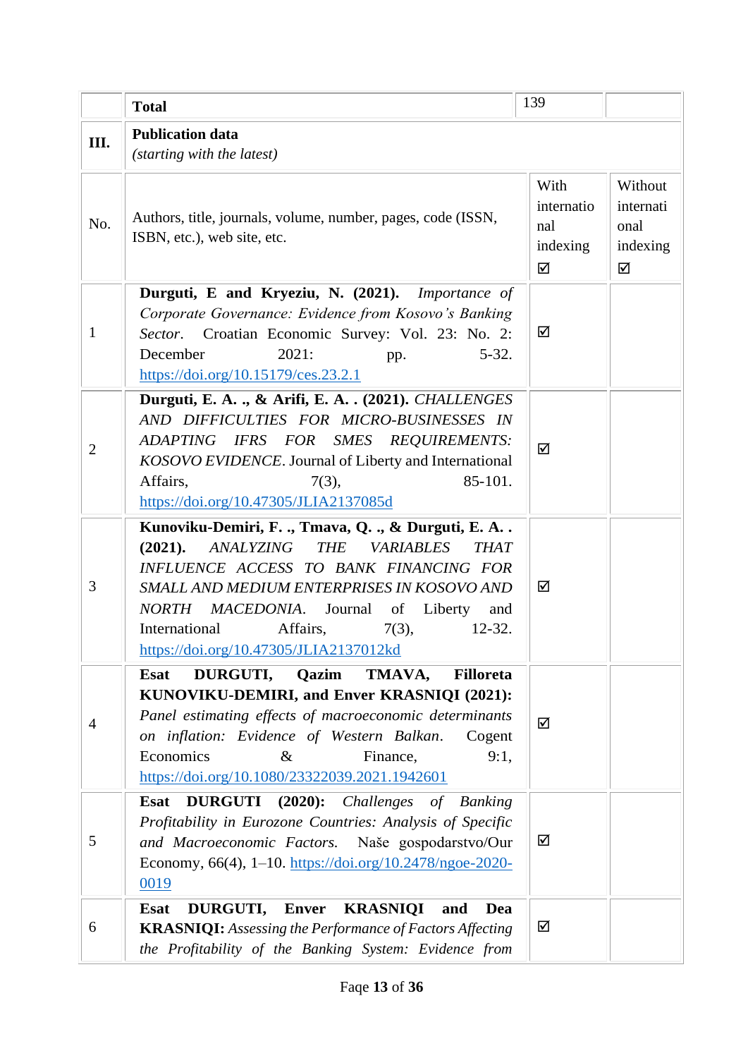|  | **Total** | 139 |  |
|---|---|---|---|
| **III.** | **Publication data** *(starting with the latest)* |  |  |
| No. | Authors, title, journals, volume, number, pages, code (ISSN, ISBN, etc.), web site, etc. | With international indexing ☑ | Without international indexing ☑ |
| 1 | **Durguti, E and Kryeziu, N. (2021).** *Importance of Corporate Governance: Evidence from Kosovo's Banking Sector*. Croatian Economic Survey: Vol. 23: No. 2: December 2021: pp. 5-32. https://doi.org/10.15179/ces.23.2.1 | ☑ |  |
| 2 | **Durguti, E. A. ., & Arifi, E. A. . (2021).** *CHALLENGES AND DIFFICULTIES FOR MICRO-BUSINESSES IN ADAPTING IFRS FOR SMES REQUIREMENTS: KOSOVO EVIDENCE*. Journal of Liberty and International Affairs, 7(3), 85-101. https://doi.org/10.47305/JLIA2137085d | ☑ |  |
| 3 | **Kunoviku-Demiri, F. ., Tmava, Q. ., & Durguti, E. A. . (2021).** *ANALYZING THE VARIABLES THAT INFLUENCE ACCESS TO BANK FINANCING FOR SMALL AND MEDIUM ENTERPRISES IN KOSOVO AND NORTH MACEDONIA*. Journal of Liberty and International Affairs, 7(3), 12-32. https://doi.org/10.47305/JLIA2137012kd | ☑ |  |
| 4 | **Esat DURGUTI, Qazim TMAVA, Filloreta KUNOVIKU-DEMIRI, and Enver KRASNIQI (2021):** *Panel estimating effects of macroeconomic determinants on inflation: Evidence of Western Balkan*. Cogent Economics & Finance, 9:1, https://doi.org/10.1080/23322039.2021.1942601 | ☑ |  |
| 5 | **Esat DURGUTI (2020):** *Challenges of Banking Profitability in Eurozone Countries: Analysis of Specific and Macroeconomic Factors*. Naše gospodarstvo/Our Economy, 66(4), 1–10. https://doi.org/10.2478/ngoe-2020-0019 | ☑ |  |
| 6 | **Esat DURGUTI, Enver KRASNIQI and Dea KRASNIQI:** *Assessing the Performance of Factors Affecting the Profitability of the Banking System: Evidence from* | ☑ |  |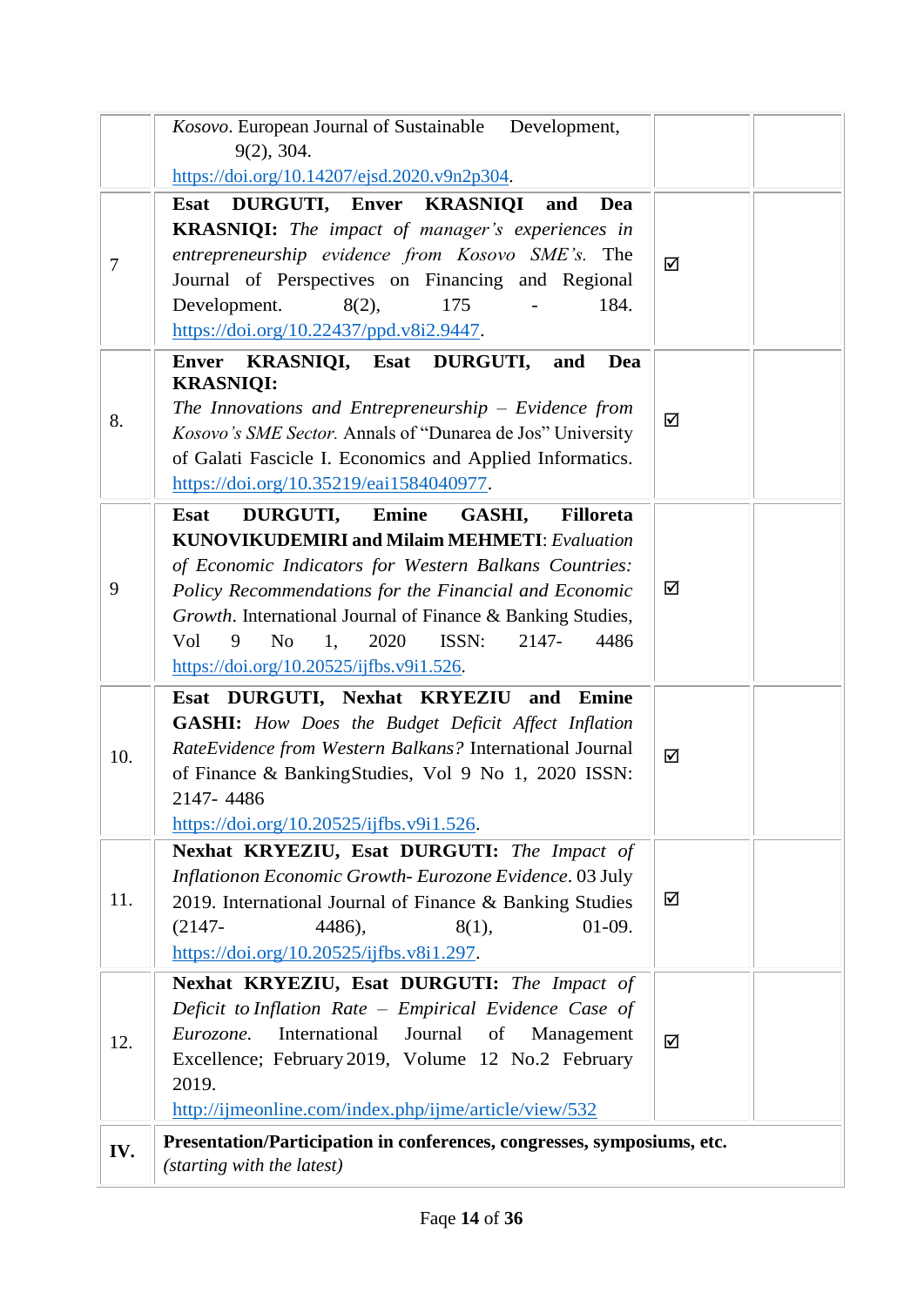| | | | |
|---|---|---|---|
| | *Kosovo*. European Journal of Sustainable Development, 9(2), 304. https://doi.org/10.14207/ejsd.2020.v9n2p304. | | |
| 7 | **Esat DURGUTI, Enver KRASNIQI and Dea KRASNIQI:** *The impact of manager's experiences in entrepreneurship evidence from Kosovo SME's.* The Journal of Perspectives on Financing and Regional Development. 8(2), 175 - 184. https://doi.org/10.22437/ppd.v8i2.9447. | ☑ | |
| 8. | **Enver KRASNIQI, Esat DURGUTI, and Dea KRASNIQI:** *The Innovations and Entrepreneurship – Evidence from Kosovo's SME Sector.* Annals of "Dunarea de Jos" University of Galati Fascicle I. Economics and Applied Informatics. https://doi.org/10.35219/eai1584040977. | ☑ | |
| 9 | **Esat DURGUTI, Emine GASHI, Filloreta KUNOVIKUDEMIRI and Milaim MEHMETI**: *Evaluation of Economic Indicators for Western Balkans Countries: Policy Recommendations for the Financial and Economic Growth*. International Journal of Finance & Banking Studies, Vol 9 No 1, 2020 ISSN: 2147- 4486 https://doi.org/10.20525/ijfbs.v9i1.526. | ☑ | |
| 10. | **Esat DURGUTI, Nexhat KRYEZIU and Emine GASHI:** *How Does the Budget Deficit Affect Inflation RateEvidence from Western Balkans?* International Journal of Finance & BankingStudies, Vol 9 No 1, 2020 ISSN: 2147- 4486 https://doi.org/10.20525/ijfbs.v9i1.526. | ☑ | |
| 11. | **Nexhat KRYEZIU, Esat DURGUTI:** *The Impact of Inflationon Economic Growth- Eurozone Evidence*. 03 July 2019. International Journal of Finance & Banking Studies (2147- 4486), 8(1), 01-09. https://doi.org/10.20525/ijfbs.v8i1.297. | ☑ | |
| 12. | **Nexhat KRYEZIU, Esat DURGUTI:** *The Impact of Deficit to Inflation Rate – Empirical Evidence Case of Eurozone.* International Journal of Management Excellence; February 2019, Volume 12 No.2 February 2019. http://ijmeonline.com/index.php/ijme/article/view/532 | ☑ | |
| **IV.** | **Presentation/Participation in conferences, congresses, symposiums, etc.** *(starting with the latest)* | | |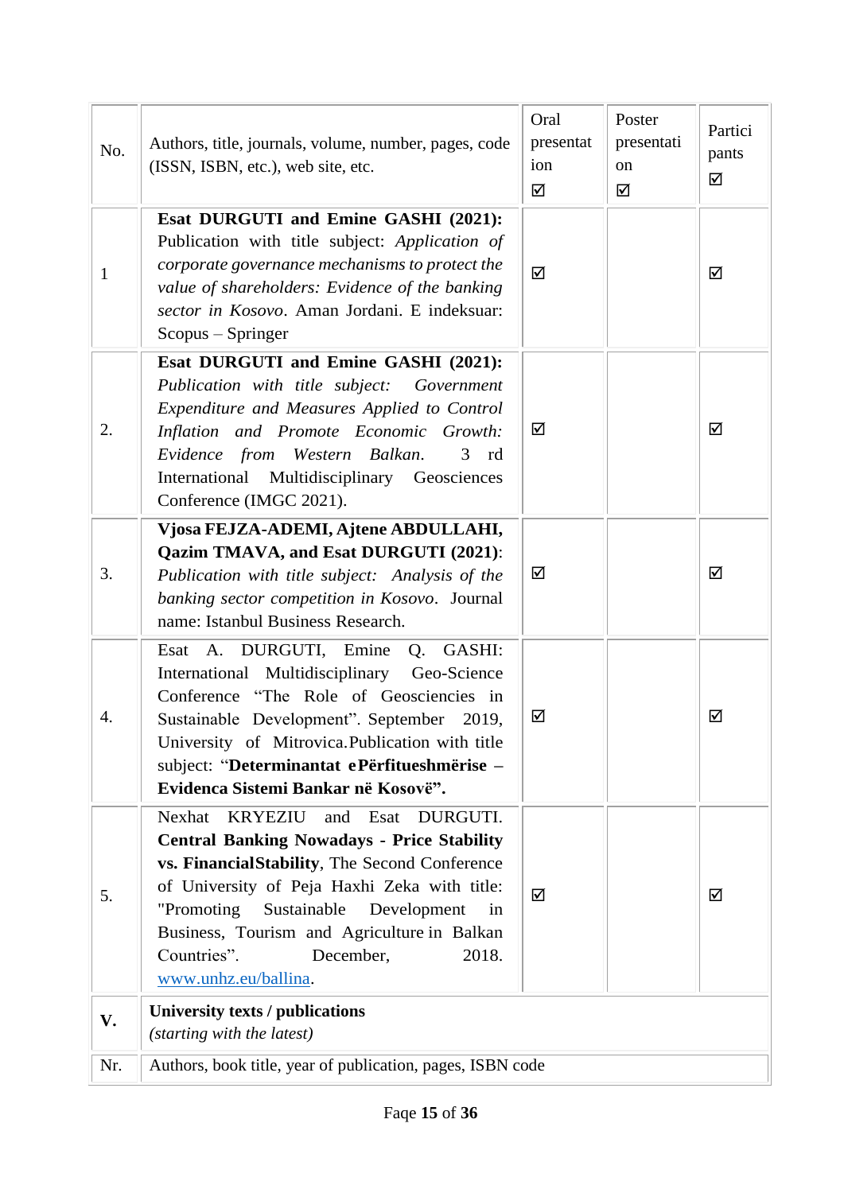| No. | Authors, title, journals, volume, number, pages, code (ISSN, ISBN, etc.), web site, etc. | Oral presentation ☑ | Poster presentation ☑ | Participants ☑ |
|---|---|---|---|---|
| 1 | **Esat DURGUTI and Emine GASHI (2021):** Publication with title subject: *Application of corporate governance mechanisms to protect the value of shareholders: Evidence of the banking sector in Kosovo*. Aman Jordani. E indeksuar: Scopus – Springer | ☑ | | ☑ |
| 2. | **Esat DURGUTI and Emine GASHI (2021):** *Publication with title subject: Government Expenditure and Measures Applied to Control Inflation and Promote Economic Growth: Evidence from Western Balkan*. 3 rd International Multidisciplinary Geosciences Conference (IMGC 2021). | ☑ | | ☑ |
| 3. | **Vjosa FEJZA-ADEMI, Ajtene ABDULLAHI, Qazim TMAVA, and Esat DURGUTI (2021)**: *Publication with title subject: Analysis of the banking sector competition in Kosovo*. Journal name: Istanbul Business Research. | ☑ | | ☑ |
| 4. | Esat A. DURGUTI, Emine Q. GASHI: International Multidisciplinary Geo-Science Conference "The Role of Geosciencies in Sustainable Development". September 2019, University of Mitrovica.Publication with title subject: "**Determinantat ePërfitueshmërise – Evidenca Sistemi Bankar në Kosovë".** | ☑ | | ☑ |
| 5. | Nexhat KRYEZIU and Esat DURGUTI. **Central Banking Nowadays - Price Stability vs. FinancialStability**, The Second Conference of University of Peja Haxhi Zeka with title: "Promoting Sustainable Development in Business, Tourism and Agriculture in Balkan Countries". December, 2018. [www.unhz.eu/ballina](www.unhz.eu/ballina). | ☑ | | ☑ |
| **V.** | **University texts / publications** *(starting with the latest)* | | | |
| Nr. | Authors, book title, year of publication, pages, ISBN code | | | |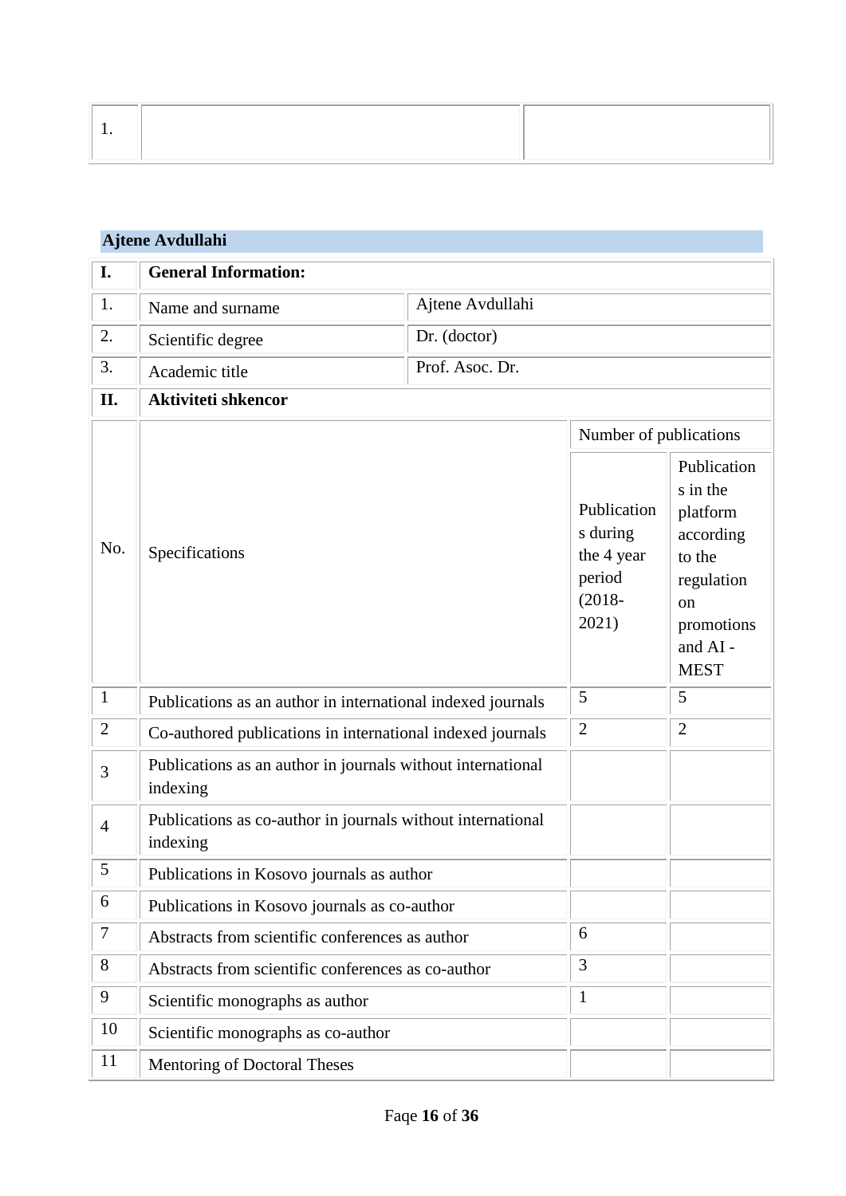| 1. | | |
|---|---|---|

## Ajtene Avdullahi

| I. | General Information: | | |
|---|---|---|---|
| 1. | Name and surname | Ajtene Avdullahi | |
| 2. | Scientific degree | Dr. (doctor) | |
| 3. | Academic title | Prof. Asoc. Dr. | |
| II. | Aktiviteti shkencor | | |
| No. | Specifications | Number of publications | |
| | | Publications during the 4 year period (2018-2021) | Publications in the platform according to the regulation on promotions and AI - MEST |
| 1 | Publications as an author in international indexed journals | 5 | 5 |
| 2 | Co-authored publications in international indexed journals | 2 | 2 |
| 3 | Publications as an author in journals without international indexing | | |
| 4 | Publications as co-author in journals without international indexing | | |
| 5 | Publications in Kosovo journals as author | | |
| 6 | Publications in Kosovo journals as co-author | | |
| 7 | Abstracts from scientific conferences as author | 6 | |
| 8 | Abstracts from scientific conferences as co-author | 3 | |
| 9 | Scientific monographs as author | 1 | |
| 10 | Scientific monographs as co-author | | |
| 11 | Mentoring of Doctoral Theses | | |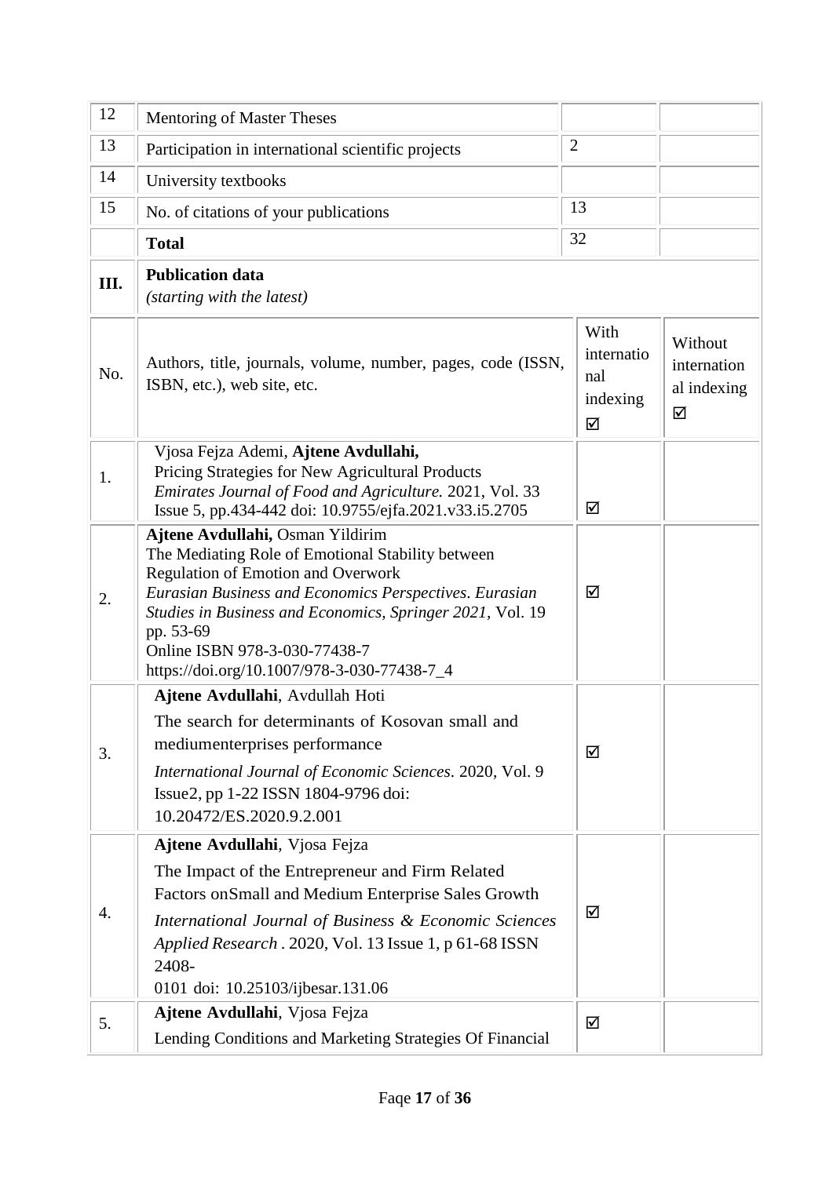| 12 | Mentoring of Master Theses | | |
|---|---|---|---|
| 13 | Participation in international scientific projects | 2 | |
| 14 | University textbooks | | |
| 15 | No. of citations of your publications | 13 | |
| | **Total** | 32 | |

| **III.** | **Publication data** *(starting with the latest)* | | |
|---|---|---|---|
| No. | Authors, title, journals, volume, number, pages, code (ISSN, ISBN, etc.), web site, etc. | With international indexing ☑ | Without international indexing ☑ |
| 1. | Vjosa Fejza Ademi, **Ajtene Avdullahi,** Pricing Strategies for New Agricultural Products *Emirates Journal of Food and Agriculture.* 2021, Vol. 33 Issue 5, pp.434-442 doi: 10.9755/ejfa.2021.v33.i5.2705 | ☑ | |
| 2. | **Ajtene Avdullahi,** Osman Yildirim The Mediating Role of Emotional Stability between Regulation of Emotion and Overwork *Eurasian Business and Economics Perspectives. Eurasian Studies in Business and Economics, Springer 2021*, Vol. 19 pp. 53-69 Online ISBN 978-3-030-77438-7 https://doi.org/10.1007/978-3-030-77438-7_4 | ☑ | |
| 3. | **Ajtene Avdullahi**, Avdullah Hoti The search for determinants of Kosovan small and mediumenterprises performance *International Journal of Economic Sciences*. 2020, Vol. 9 Issue2, pp 1-22 ISSN 1804-9796 doi: 10.20472/ES.2020.9.2.001 | ☑ | |
| 4. | **Ajtene Avdullahi**, Vjosa Fejza The Impact of the Entrepreneur and Firm Related Factors onSmall and Medium Enterprise Sales Growth *International Journal of Business & Economic Sciences Applied Research* . 2020, Vol. 13 Issue 1, p 61-68 ISSN 2408-0101 doi: 10.25103/ijbesar.131.06 | ☑ | |
| 5. | **Ajtene Avdullahi**, Vjosa Fejza Lending Conditions and Marketing Strategies Of Financial | ☑ | |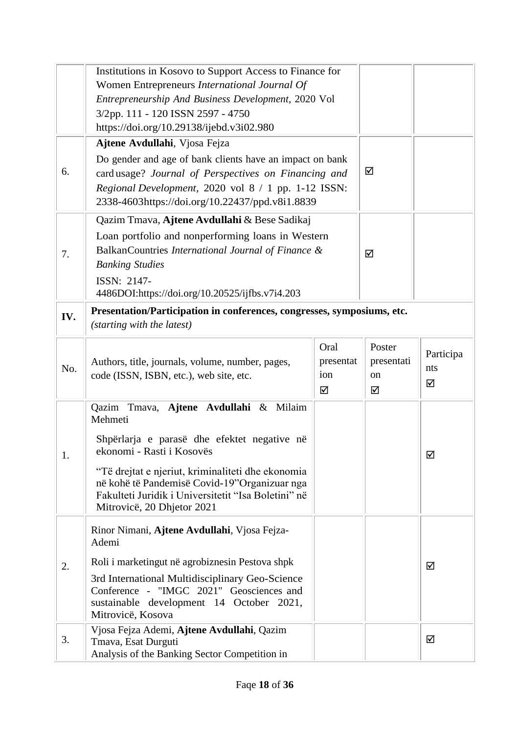|  | Institutions in Kosovo to Support Access to Finance for Women Entrepreneurs *International Journal Of Entrepreneurship And Business Development*, 2020 Vol 3/2pp. 111 - 120 ISSN 2597 - 4750 https://doi.org/10.29138/ijebd.v3i02.980 |  |  |
|---|---|---|---|
| 6. | **Ajtene Avdullahi**, Vjosa Fejza<br>Do gender and age of bank clients have an impact on bank card usage? *Journal of Perspectives on Financing and Regional Development*, 2020 vol 8 / 1 pp. 1-12 ISSN: 2338-4603https://doi.org/10.22437/ppd.v8i1.8839 | ☑ |  |
| 7. | Qazim Tmava, **Ajtene Avdullahi** & Bese Sadikaj<br>Loan portfolio and nonperforming loans in Western BalkanCountries *International Journal of Finance & Banking Studies*<br>ISSN: 2147-4486DOI:https://doi.org/10.20525/ijfbs.v7i4.203 | ☑ |  |

| **IV.** | **Presentation/Participation in conferences, congresses, symposiums, etc.** *(starting with the latest)* | | | |
|---|---|---|---|---|
| No. | Authors, title, journals, volume, number, pages, code (ISSN, ISBN, etc.), web site, etc. | Oral presentation ☑ | Poster presentation ☑ | Participants ☑ |
| 1. | Qazim Tmava, **Ajtene Avdullahi** & Milaim Mehmeti<br>Shpërlarja e parasë dhe efektet negative në ekonomi - Rasti i Kosovës<br>"Të drejtat e njeriut, kriminaliteti dhe ekonomia në kohë të Pandemisë Covid-19"Organizuar nga Fakulteti Juridik i Universitetit "Isa Boletini" në Mitrovicë, 20 Dhjetor 2021 |  |  | ☑ |
| 2. | Rinor Nimani, **Ajtene Avdullahi**, Vjosa Fejza-Ademi<br>Roli i marketingut në agrobiznesin Pestova shpk<br>3rd International Multidisciplinary Geo-Science Conference - "IMGC 2021" Geosciences and sustainable development 14 October 2021, Mitrovicë, Kosova |  |  | ☑ |
| 3. | Vjosa Fejza Ademi, **Ajtene Avdullahi**, Qazim Tmava, Esat Durguti<br>Analysis of the Banking Sector Competition in |  |  | ☑ |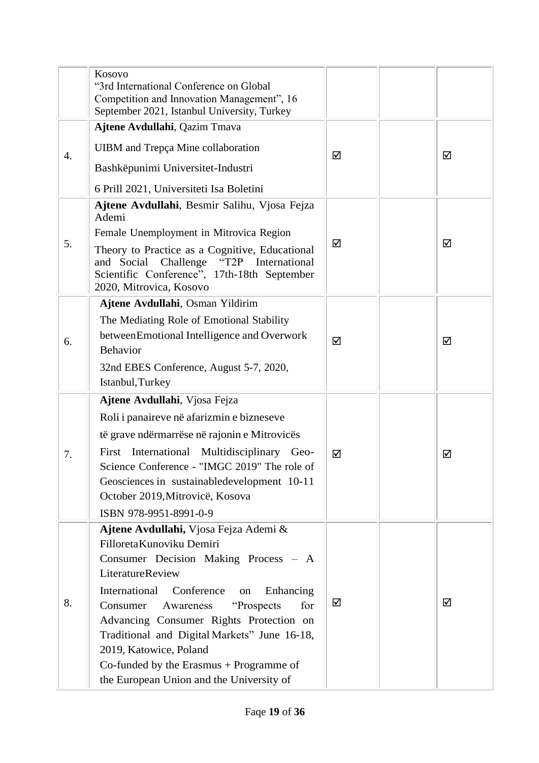| | | | | |
|---|---|---|---|---|
| | Kosovo<br>"3rd International Conference on Global Competition and Innovation Management", 16 September 2021, Istanbul University, Turkey | | | |
| 4. | **Ajtene Avdullahi**, Qazim Tmava<br>UIBM and Trepça Mine collaboration<br>Bashkëpunimi Universitet-Industri<br>6 Prill 2021, Universiteti Isa Boletini | ☑ | | ☑ |
| 5. | **Ajtene Avdullahi**, Besmir Salihu, Vjosa Fejza Ademi<br>Female Unemployment in Mitrovica Region<br>Theory to Practice as a Cognitive, Educational and Social Challenge "T2P International Scientific Conference", 17th-18th September 2020, Mitrovica, Kosovo | ☑ | | ☑ |
| 6. | **Ajtene Avdullahi**, Osman Yildirim<br>The Mediating Role of Emotional Stability betweenEmotional Intelligence and Overwork Behavior<br>32nd EBES Conference, August 5-7, 2020, Istanbul,Turkey | ☑ | | ☑ |
| 7. | **Ajtene Avdullahi**, Vjosa Fejza<br>Roli i panaireve në afarizmin e bizneseve të grave ndërmarrëse në rajonin e Mitrovicës<br>First International Multidisciplinary Geo-Science Conference - "IMGC 2019" The role of Geosciences in sustainabledevelopment 10-11 October 2019,Mitrovicë, Kosova<br>ISBN 978-9951-8991-0-9 | ☑ | | ☑ |
| 8. | **Ajtene Avdullahi,** Vjosa Fejza Ademi & FilloretaKunoviku Demiri<br>Consumer Decision Making Process – A LiteratureReview<br>International Conference on Enhancing Consumer Awareness "Prospects for Advancing Consumer Rights Protection on Traditional and Digital Markets" June 16-18, 2019, Katowice, Poland<br>Co-funded by the Erasmus + Programme of the European Union and the University of | ☑ | | ☑ |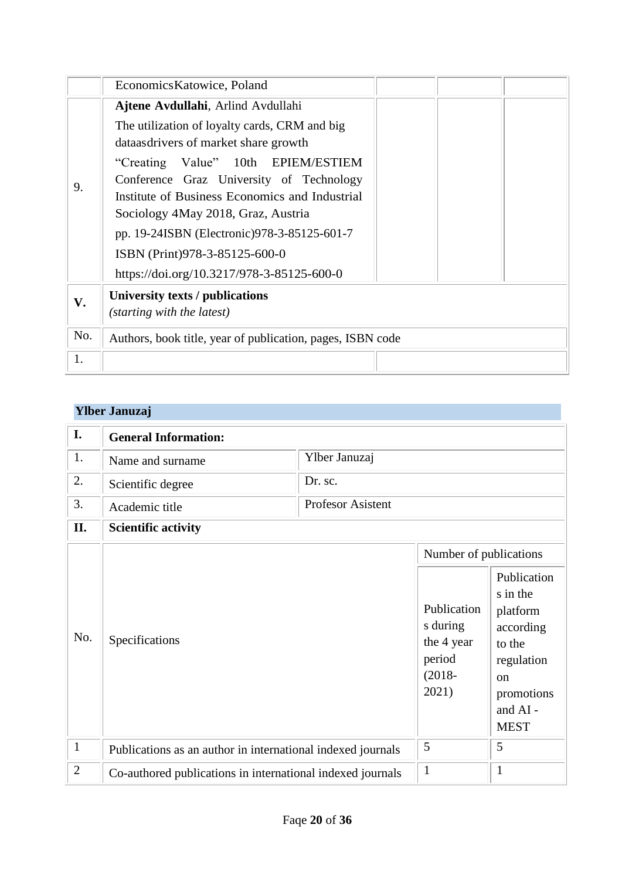|  |  |  |  |  |
|---|---|---|---|---|
|  | EconomicsKatowice, Poland |  |  |  |
| 9. | **Ajtene Avdullahi**, Arlind Avdullahi<br>The utilization of loyalty cards, CRM and big dataasdrivers of market share growth<br>"Creating Value" 10th EPIEM/ESTIEM Conference Graz University of Technology Institute of Business Economics and Industrial Sociology 4May 2018, Graz, Austria<br>pp. 19-24ISBN (Electronic)978-3-85125-601-7<br>ISBN (Print)978-3-85125-600-0<br>https://doi.org/10.3217/978-3-85125-600-0 |  |  |  |

| **V.** | **University texts / publications**<br>*(starting with the latest)* |  |
|---|---|---|
| No. | Authors, book title, year of publication, pages, ISBN code |  |
| 1. |  |  |

## Ylber Januzaj

| **I.** | **General Information:** |  |
|---|---|---|
| 1. | Name and surname | Ylber Januzaj |
| 2. | Scientific degree | Dr. sc. |
| 3. | Academic title | Profesor Asistent |

| **II.** | **Scientific activity** |  |  |
|---|---|---|---|
| No. | Specifications | Number of publications |  |
|  |  | Publications during the 4 year period (2018-2021) | Publications in the platform according to the regulation on promotions and AI - MEST |
| 1 | Publications as an author in international indexed journals | 5 | 5 |
| 2 | Co-authored publications in international indexed journals | 1 | 1 |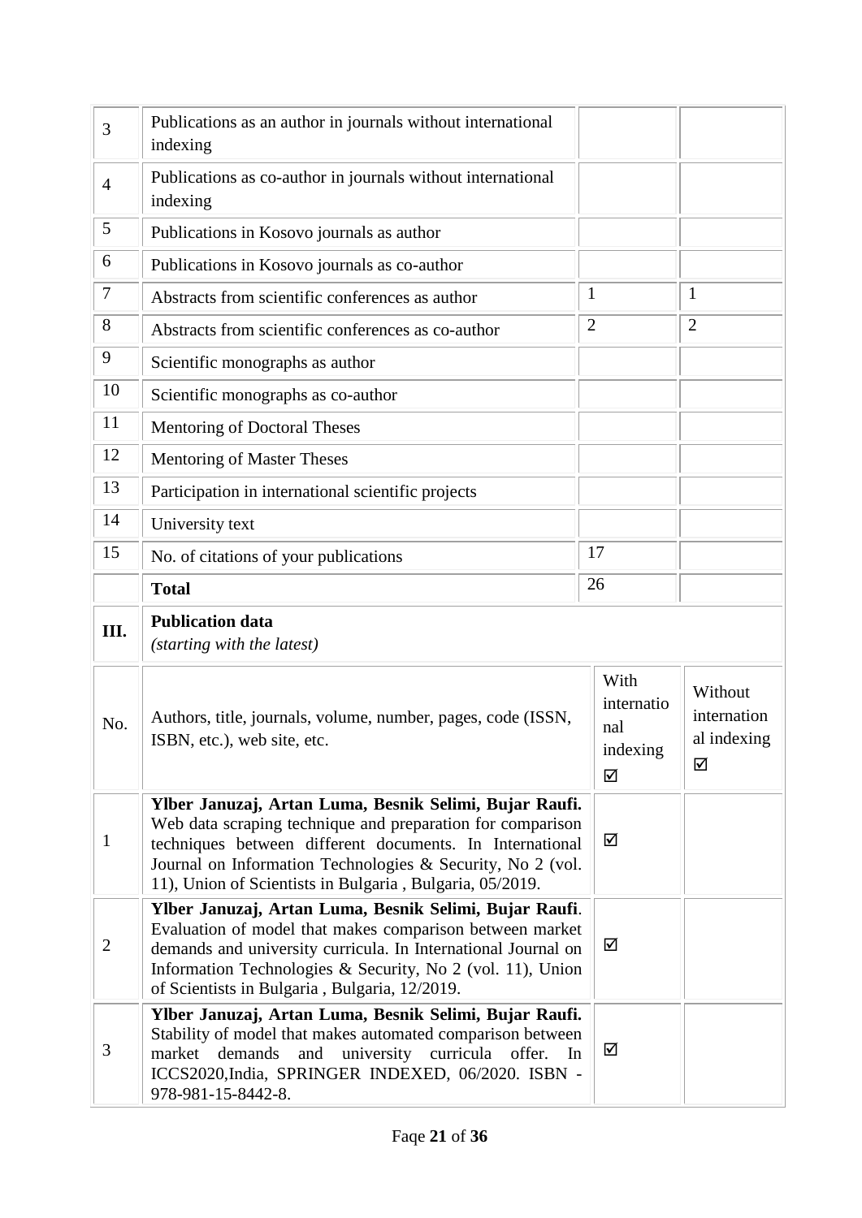| | | | |
|---|---|---|---|
| 3 | Publications as an author in journals without international indexing | | |
| 4 | Publications as co-author in journals without international indexing | | |
| 5 | Publications in Kosovo journals as author | | |
| 6 | Publications in Kosovo journals as co-author | | |
| 7 | Abstracts from scientific conferences as author | 1 | 1 |
| 8 | Abstracts from scientific conferences as co-author | 2 | 2 |
| 9 | Scientific monographs as author | | |
| 10 | Scientific monographs as co-author | | |
| 11 | Mentoring of Doctoral Theses | | |
| 12 | Mentoring of Master Theses | | |
| 13 | Participation in international scientific projects | | |
| 14 | University text | | |
| 15 | No. of citations of your publications | 17 | |
| | **Total** | 26 | |

| **III.** | **Publication data** *(starting with the latest)* | | |
|---|---|---|---|
| No. | Authors, title, journals, volume, number, pages, code (ISSN, ISBN, etc.), web site, etc. | With international indexing ☑ | Without international indexing ☑ |
| 1 | **Ylber Januzaj, Artan Luma, Besnik Selimi, Bujar Raufi.** Web data scraping technique and preparation for comparison techniques between different documents. In International Journal on Information Technologies & Security, No 2 (vol. 11), Union of Scientists in Bulgaria , Bulgaria, 05/2019. | ☑ | |
| 2 | **Ylber Januzaj, Artan Luma, Besnik Selimi, Bujar Raufi**. Evaluation of model that makes comparison between market demands and university curricula. In International Journal on Information Technologies & Security, No 2 (vol. 11), Union of Scientists in Bulgaria , Bulgaria, 12/2019. | ☑ | |
| 3 | **Ylber Januzaj, Artan Luma, Besnik Selimi, Bujar Raufi.** Stability of model that makes automated comparison between market demands and university curricula offer. In ICCS2020,India, SPRINGER INDEXED, 06/2020. ISBN - 978-981-15-8442-8. | ☑ | |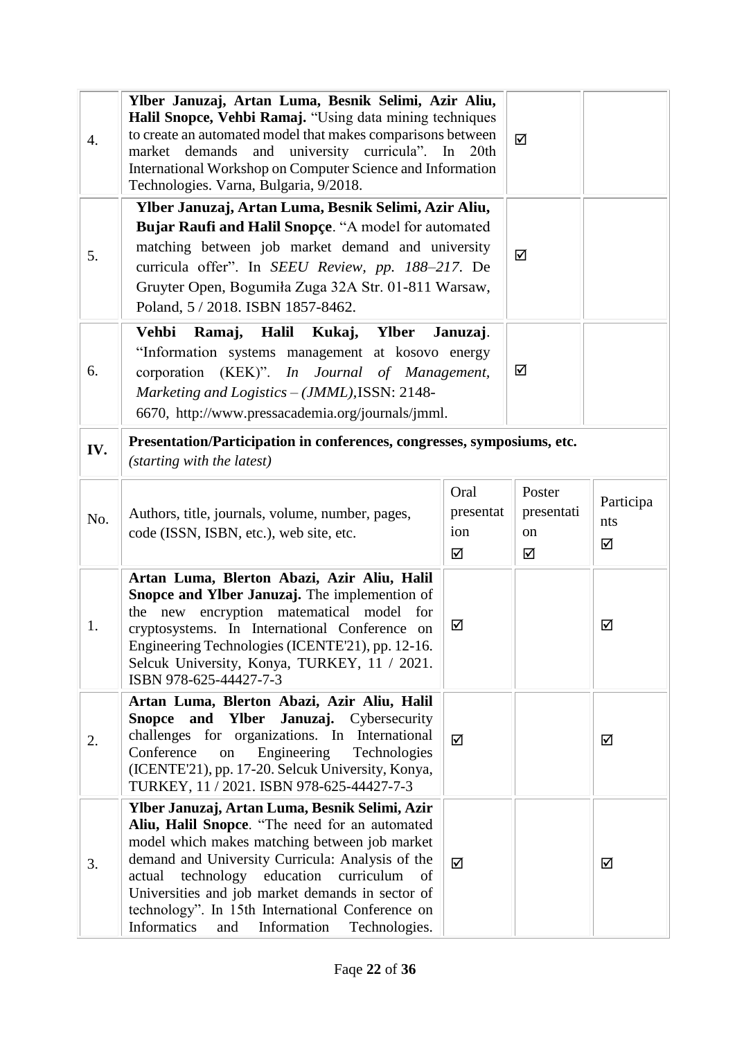| | | | | |
|---|---|---|---|---|
| 4. | **Ylber Januzaj, Artan Luma, Besnik Selimi, Azir Aliu, Halil Snopce, Vehbi Ramaj.** "Using data mining techniques to create an automated model that makes comparisons between market demands and university curricula". In 20th International Workshop on Computer Science and Information Technologies. Varna, Bulgaria, 9/2018. | | ☑ | |
| 5. | **Ylber Januzaj, Artan Luma, Besnik Selimi, Azir Aliu, Bujar Raufi and Halil Snopçe**. "A model for automated matching between job market demand and university curricula offer". In *SEEU Review, pp. 188–217*. De Gruyter Open, Bogumiła Zuga 32A Str. 01-811 Warsaw, Poland, 5 / 2018. ISBN 1857-8462. | | ☑ | |
| 6. | **Vehbi Ramaj, Halil Kukaj, Ylber Januzaj**. "Information systems management at kosovo energy corporation (KEK)". *In Journal of Management, Marketing and Logistics – (JMML)*,ISSN: 2148-6670, http://www.pressacademia.org/journals/jmml. | | ☑ | |
| **IV.** | **Presentation/Participation in conferences, congresses, symposiums, etc.** *(starting with the latest)* | | | |
| No. | Authors, title, journals, volume, number, pages, code (ISSN, ISBN, etc.), web site, etc. | Oral presentation ☑ | Poster presentation ☑ | Participants ☑ |
| 1. | **Artan Luma, Blerton Abazi, Azir Aliu, Halil Snopce and Ylber Januzaj.** The implemention of the new encryption matematical model for cryptosystems. In International Conference on Engineering Technologies (ICENTE'21), pp. 12-16. Selcuk University, Konya, TURKEY, 11 / 2021. ISBN 978-625-44427-7-3 | ☑ | | ☑ |
| 2. | **Artan Luma, Blerton Abazi, Azir Aliu, Halil Snopce and Ylber Januzaj.** Cybersecurity challenges for organizations. In International Conference on Engineering Technologies (ICENTE'21), pp. 17-20. Selcuk University, Konya, TURKEY, 11 / 2021. ISBN 978-625-44427-7-3 | ☑ | | ☑ |
| 3. | **Ylber Januzaj, Artan Luma, Besnik Selimi, Azir Aliu, Halil Snopce**. "The need for an automated model which makes matching between job market demand and University Curricula: Analysis of the actual technology education curriculum of Universities and job market demands in sector of technology". In 15th International Conference on Informatics and Information Technologies. | ☑ | | ☑ |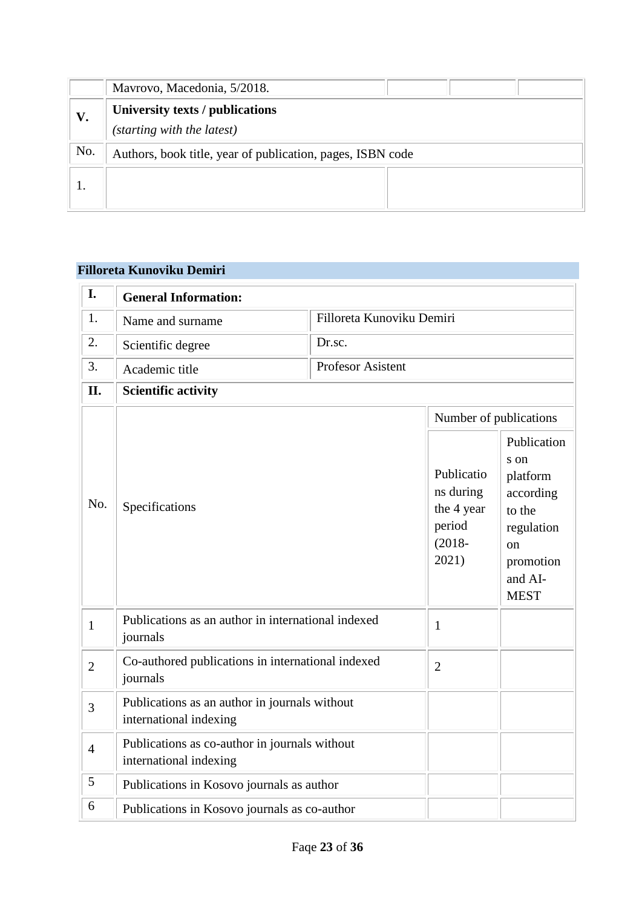| | Mavrovo, Macedonia, 5/2018. | | | |
|---|---|---|---|---|
| **V.** | **University texts / publications** *(starting with the latest)* | | | |
| No. | Authors, book title, year of publication, pages, ISBN code | | | |
| 1. | | | | |

## Filloreta Kunoviku Demiri

| **I.** | **General Information:** | | | |
|---|---|---|---|---|
| 1. | Name and surname | Filloreta Kunoviku Demiri | | |
| 2. | Scientific degree | Dr.sc. | | |
| 3. | Academic title | Profesor Asistent | | |
| **II.** | **Scientific activity** | | | |
| No. | Specifications | | Number of publications | |
| | | | Publications during the 4 year period (2018-2021) | Publications on platform according to the regulation on promotion and AI-MEST |
| 1 | Publications as an author in international indexed journals | | 1 | |
| 2 | Co-authored publications in international indexed journals | | 2 | |
| 3 | Publications as an author in journals without international indexing | | | |
| 4 | Publications as co-author in journals without international indexing | | | |
| 5 | Publications in Kosovo journals as author | | | |
| 6 | Publications in Kosovo journals as co-author | | | |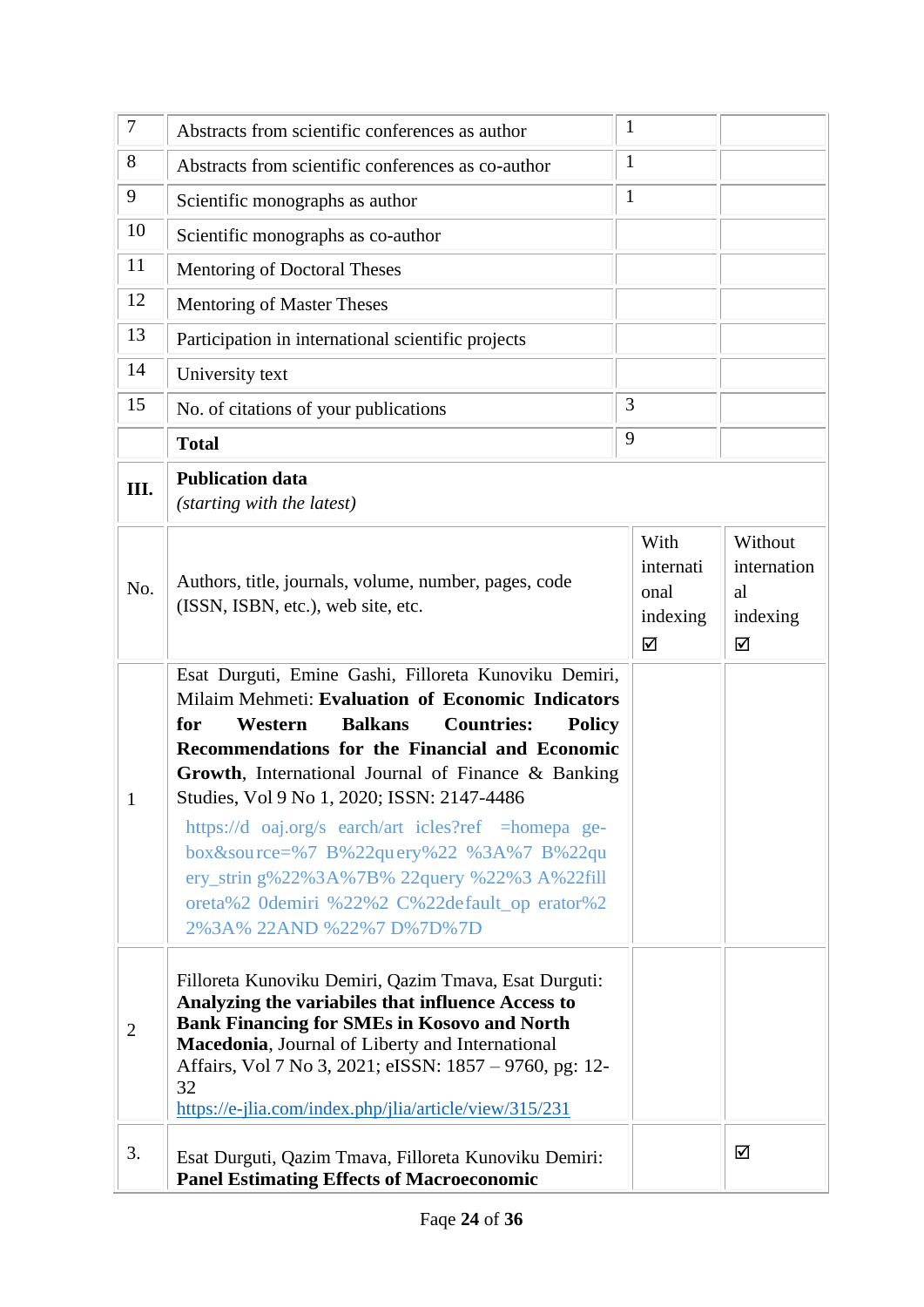| 7 | Abstracts from scientific conferences as author | 1 | |
|---|---|---|---|
| 8 | Abstracts from scientific conferences as co-author | 1 | |
| 9 | Scientific monographs as author | 1 | |
| 10 | Scientific monographs as co-author | | |
| 11 | Mentoring of Doctoral Theses | | |
| 12 | Mentoring of Master Theses | | |
| 13 | Participation in international scientific projects | | |
| 14 | University text | | |
| 15 | No. of citations of your publications | 3 | |
| | **Total** | 9 | |

| **III.** | **Publication data** *(starting with the latest)* | | |
|---|---|---|---|
| No. | Authors, title, journals, volume, number, pages, code (ISSN, ISBN, etc.), web site, etc. | With international indexing ☑ | Without international indexing ☑ |
| 1 | Esat Durguti, Emine Gashi, Filloreta Kunoviku Demiri, Milaim Mehmeti: **Evaluation of Economic Indicators for Western Balkans Countries: Policy Recommendations for the Financial and Economic Growth**, International Journal of Finance & Banking Studies, Vol 9 No 1, 2020; ISSN: 2147-4486 https://doaj.org/search/articles?ref=homepage-box&source=%7B%22query%22%3A%7B%22query_string%22%3A%7B%22query%22%3A%22filloreta%20demiri%22%2C%22default_operator%22%3A%22AND%22%7D%7D%7D | | |
| 2 | Filloreta Kunoviku Demiri, Qazim Tmava, Esat Durguti: **Analyzing the variabiles that influence Access to Bank Financing for SMEs in Kosovo and North Macedonia**, Journal of Liberty and International Affairs, Vol 7 No 3, 2021; eISSN: 1857 – 9760, pg: 12-32 https://e-jlia.com/index.php/jlia/article/view/315/231 | | |
| 3. | Esat Durguti, Qazim Tmava, Filloreta Kunoviku Demiri: **Panel Estimating Effects of Macroeconomic** | | ☑ |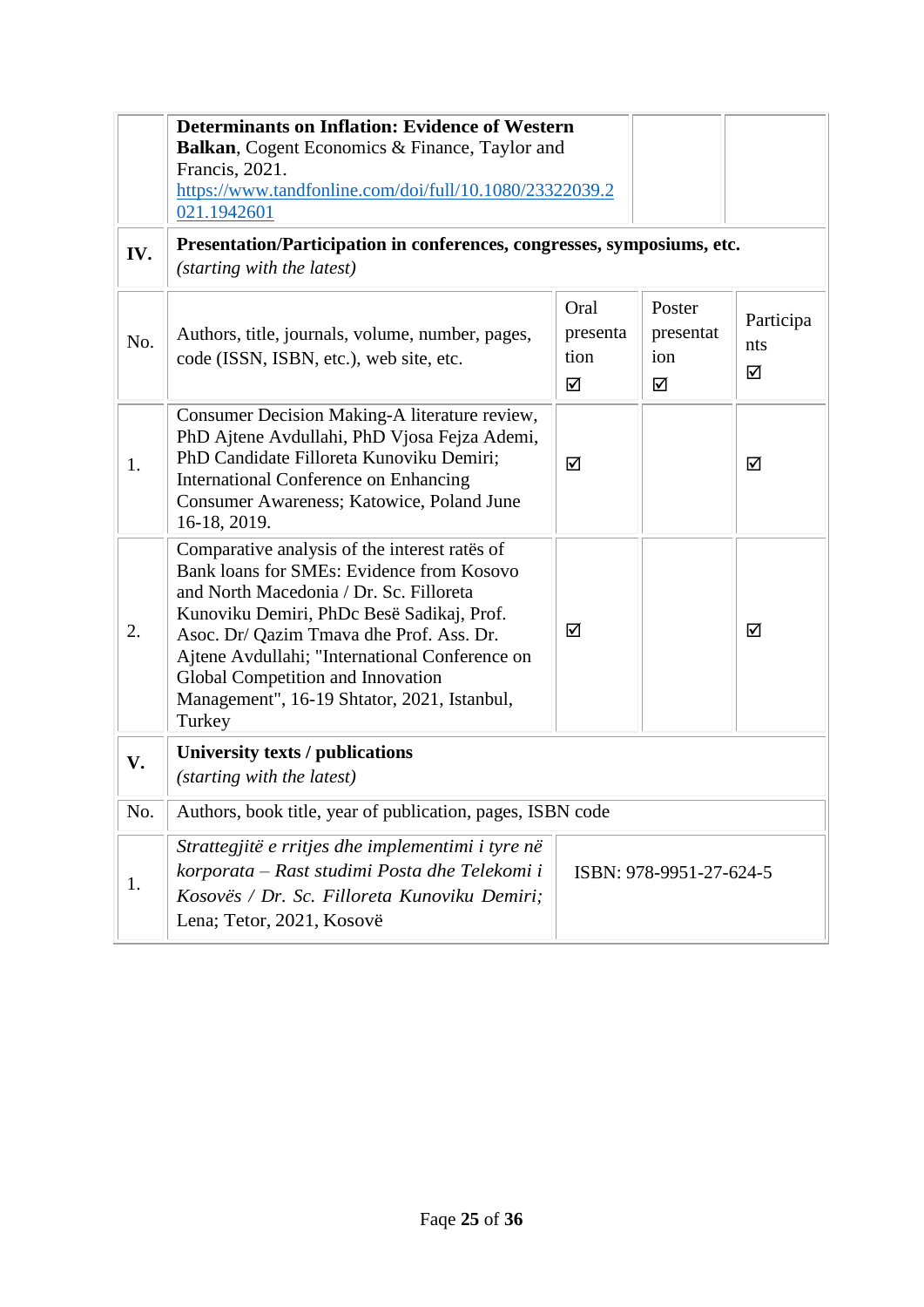| | | | |
|---|---|---|---|
| | **Determinants on Inflation: Evidence of Western Balkan**, Cogent Economics & Finance, Taylor and Francis, 2021. https://www.tandfonline.com/doi/full/10.1080/23322039.2021.1942601 | | |

| **IV.** | **Presentation/Participation in conferences, congresses, symposiums, etc.** *(starting with the latest)* | | | |
|---|---|---|---|---|
| No. | Authors, title, journals, volume, number, pages, code (ISSN, ISBN, etc.), web site, etc. | Oral presentation ☑ | Poster presentation ☑ | Participants ☑ |
| 1. | Consumer Decision Making-A literature review, PhD Ajtene Avdullahi, PhD Vjosa Fejza Ademi, PhD Candidate Filloreta Kunoviku Demiri; International Conference on Enhancing Consumer Awareness; Katowice, Poland June 16-18, 2019. | ☑ | | ☑ |
| 2. | Comparative analysis of the interest ratës of Bank loans for SMEs: Evidence from Kosovo and North Macedonia / Dr. Sc. Filloreta Kunoviku Demiri, PhDc Besë Sadikaj, Prof. Asoc. Dr/ Qazim Tmava dhe Prof. Ass. Dr. Ajtene Avdullahi; "International Conference on Global Competition and Innovation Management", 16-19 Shtator, 2021, Istanbul, Turkey | ☑ | | ☑ |

| **V.** | **University texts / publications** *(starting with the latest)* | |
|---|---|---|
| No. | Authors, book title, year of publication, pages, ISBN code | |
| 1. | *Strattegjitë e rritjes dhe implementimi i tyre në korporata – Rast studimi Posta dhe Telekomi i Kosovës / Dr. Sc. Filloreta Kunoviku Demiri;* Lena; Tetor, 2021, Kosovë | ISBN: 978-9951-27-624-5 |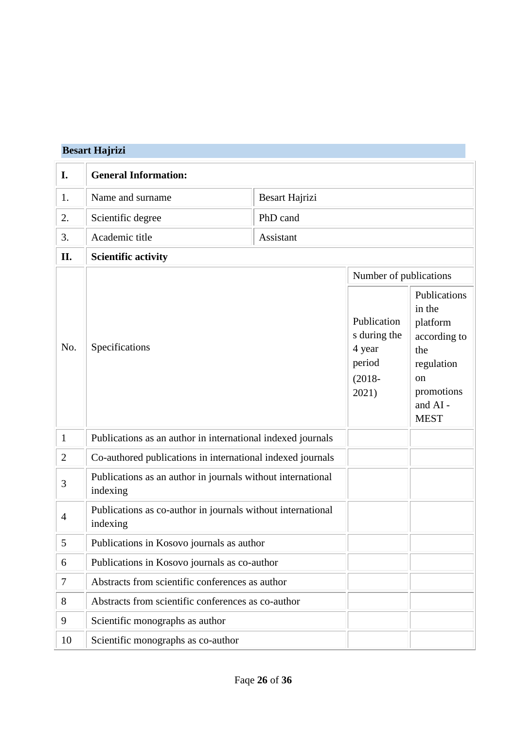**Besart Hajrizi**

| I. | **General Information:** | | | |
|---|---|---|---|---|
| 1. | Name and surname | Besart Hajrizi | | |
| 2. | Scientific degree | PhD cand | | |
| 3. | Academic title | Assistant | | |
| II. | **Scientific activity** | | | |
| No. | Specifications | | Number of publications | |
| | | | Publications during the 4 year period (2018-2021) | Publications in the platform according to the regulation on promotions and AI - MEST |
| 1 | Publications as an author in international indexed journals | | | |
| 2 | Co-authored publications in international indexed journals | | | |
| 3 | Publications as an author in journals without international indexing | | | |
| 4 | Publications as co-author in journals without international indexing | | | |
| 5 | Publications in Kosovo journals as author | | | |
| 6 | Publications in Kosovo journals as co-author | | | |
| 7 | Abstracts from scientific conferences as author | | | |
| 8 | Abstracts from scientific conferences as co-author | | | |
| 9 | Scientific monographs as author | | | |
| 10 | Scientific monographs as co-author | | | |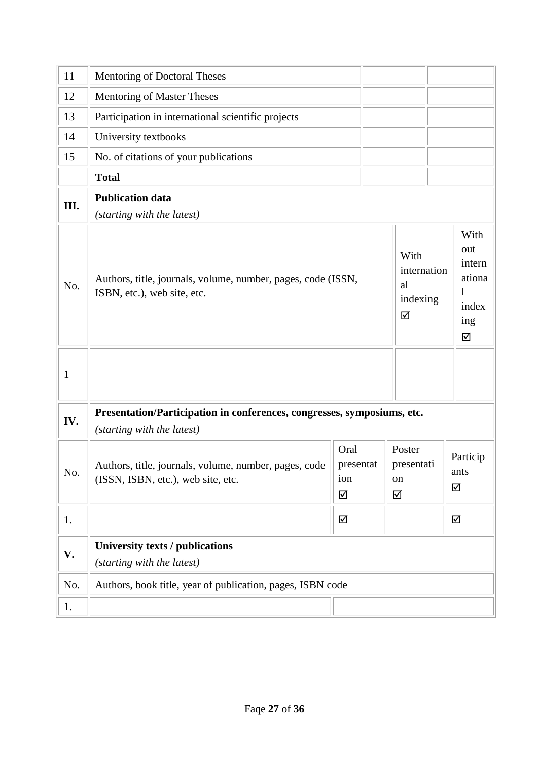| | | | |
|---|---|---|---|
| 11 | Mentoring of Doctoral Theses | | |
| 12 | Mentoring of Master Theses | | |
| 13 | Participation in international scientific projects | | |
| 14 | University textbooks | | |
| 15 | No. of citations of your publications | | |
| | **Total** | | |

| **III.** | **Publication data** *(starting with the latest)* | | |
|---|---|---|---|
| No. | Authors, title, journals, volume, number, pages, code (ISSN, ISBN, etc.), web site, etc. | With international indexing ☑ | Without international indexing ☑ |
| 1 | | | |

| **IV.** | **Presentation/Participation in conferences, congresses, symposiums, etc.** *(starting with the latest)* | | | |
|---|---|---|---|---|
| No. | Authors, title, journals, volume, number, pages, code (ISSN, ISBN, etc.), web site, etc. | Oral presentation ☑ | Poster presentation ☑ | Participants ☑ |
| 1. | | ☑ | | ☑ |

| **V.** | **University texts / publications** *(starting with the latest)* | |
|---|---|---|
| No. | Authors, book title, year of publication, pages, ISBN code | |
| 1. | | |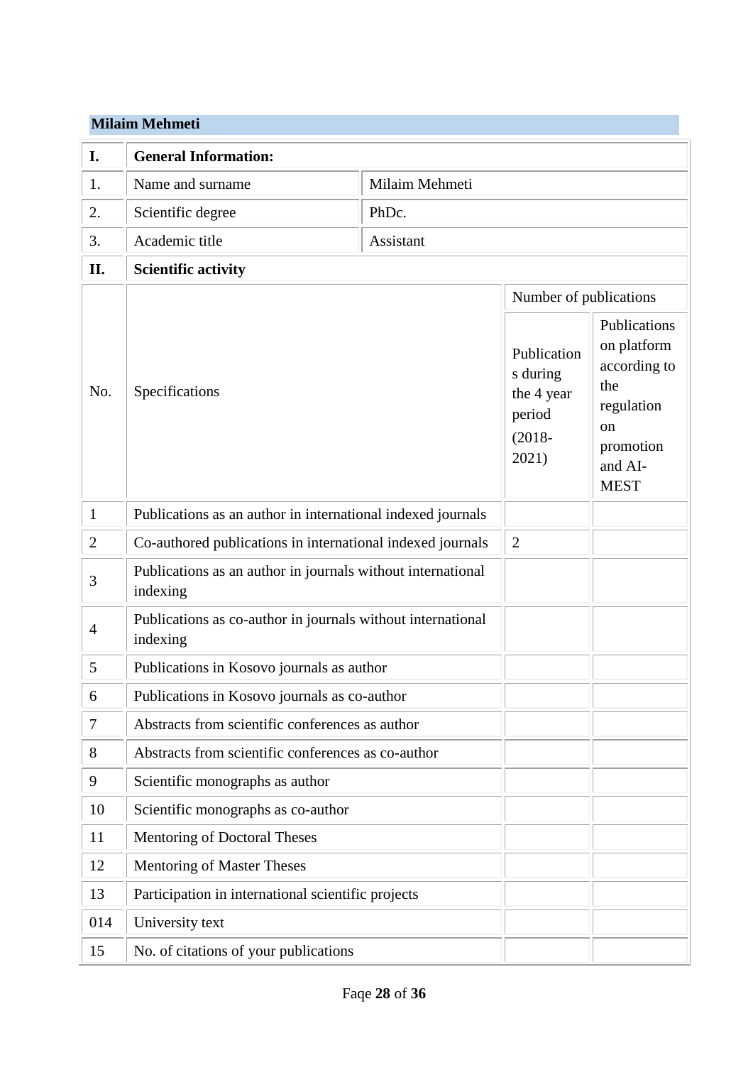**Milaim Mehmeti**

| I. | General Information: | | |
|---|---|---|---|
| 1. | Name and surname | Milaim Mehmeti | |
| 2. | Scientific degree | PhDc. | |
| 3. | Academic title | Assistant | |
| II. | Scientific activity | | |
| No. | Specifications | Number of publications | |
| | | Publications during the 4 year period (2018-2021) | Publications on platform according to the regulation on promotion and AI-MEST |
| 1 | Publications as an author in international indexed journals | | |
| 2 | Co-authored publications in international indexed journals | 2 | |
| 3 | Publications as an author in journals without international indexing | | |
| 4 | Publications as co-author in journals without international indexing | | |
| 5 | Publications in Kosovo journals as author | | |
| 6 | Publications in Kosovo journals as co-author | | |
| 7 | Abstracts from scientific conferences as author | | |
| 8 | Abstracts from scientific conferences as co-author | | |
| 9 | Scientific monographs as author | | |
| 10 | Scientific monographs as co-author | | |
| 11 | Mentoring of Doctoral Theses | | |
| 12 | Mentoring of Master Theses | | |
| 13 | Participation in international scientific projects | | |
| 014 | University text | | |
| 15 | No. of citations of your publications | | |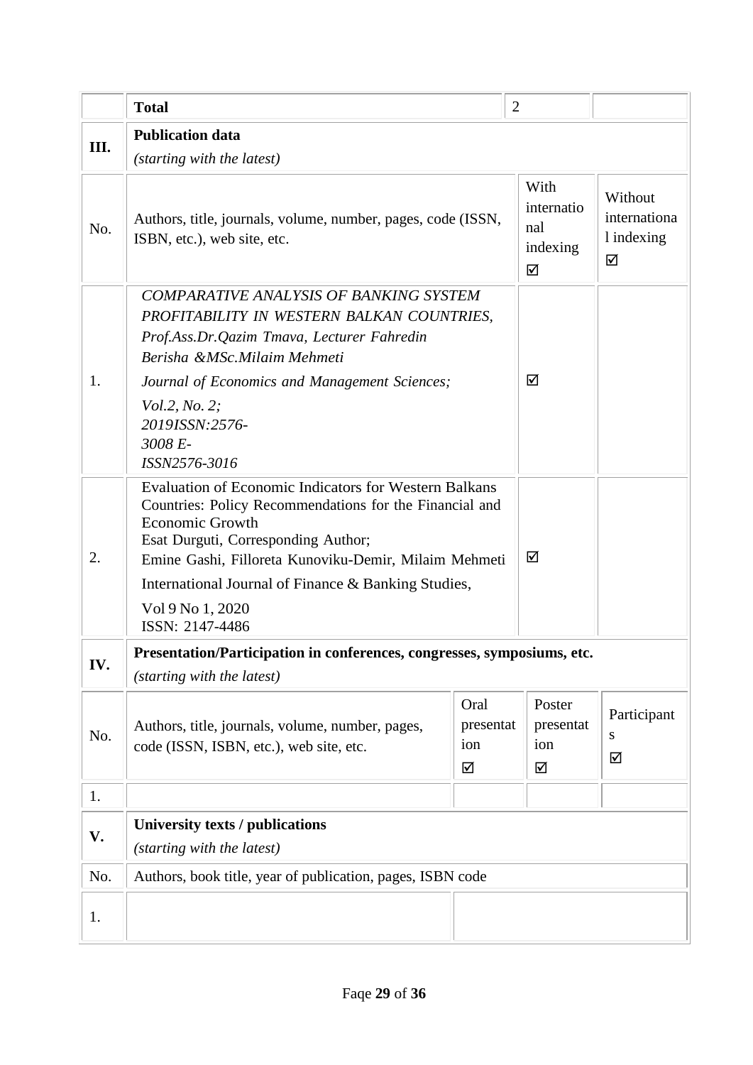|  | **Total** | 2 |  |
|---|---|---|---|
| **III.** | **Publication data** *(starting with the latest)* |  |  |
| No. | Authors, title, journals, volume, number, pages, code (ISSN, ISBN, etc.), web site, etc. | With international indexing ☑ | Without international indexing ☑ |
| 1. | *COMPARATIVE ANALYSIS OF BANKING SYSTEM PROFITABILITY IN WESTERN BALKAN COUNTRIES, Prof.Ass.Dr.Qazim Tmava, Lecturer Fahredin Berisha &MSc.Milaim Mehmeti* *Journal of Economics and Management Sciences;* *Vol.2, No. 2; 2019ISSN:2576-3008 E-ISSN2576-3016* | ☑ |  |
| 2. | Evaluation of Economic Indicators for Western Balkans Countries: Policy Recommendations for the Financial and Economic Growth Esat Durguti, Corresponding Author; Emine Gashi, Filloreta Kunoviku-Demir, Milaim Mehmeti International Journal of Finance & Banking Studies, Vol 9 No 1, 2020 ISSN: 2147-4486 | ☑ |  |

| **IV.** | **Presentation/Participation in conferences, congresses, symposiums, etc.** *(starting with the latest)* |  |  |  |
|---|---|---|---|---|
| No. | Authors, title, journals, volume, number, pages, code (ISSN, ISBN, etc.), web site, etc. | Oral presentation ☑ | Poster presentation ☑ | Participants ☑ |
| 1. |  |  |  |  |

| **V.** | **University texts / publications** *(starting with the latest)* |  |
|---|---|---|
| No. | Authors, book title, year of publication, pages, ISBN code |  |
| 1. |  |  |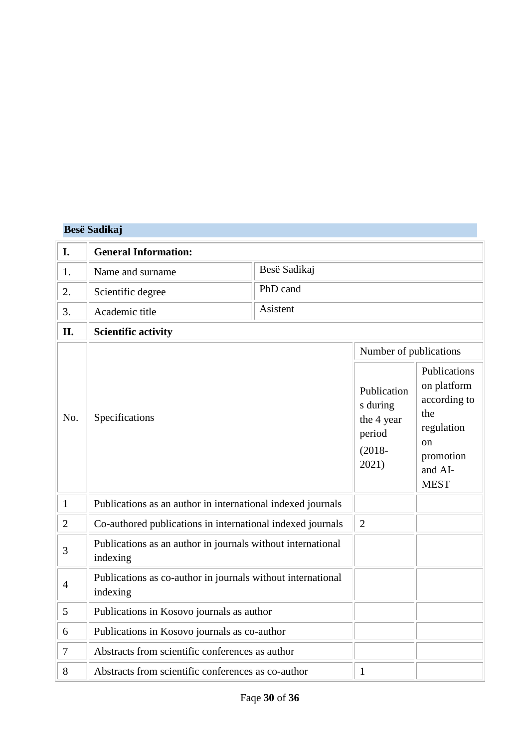**Besë Sadikaj**

| I. | **General Information:** | | |
|---|---|---|---|
| 1. | Name and surname | Besë Sadikaj | |
| 2. | Scientific degree | PhD cand | |
| 3. | Academic title | Asistent | |
| **II.** | **Scientific activity** | | |
| No. | Specifications | Number of publications | |
| | | Publications during the 4 year period (2018-2021) | Publications on platform according to the regulation on promotion and AI-MEST |
| 1 | Publications as an author in international indexed journals | | |
| 2 | Co-authored publications in international indexed journals | 2 | |
| 3 | Publications as an author in journals without international indexing | | |
| 4 | Publications as co-author in journals without international indexing | | |
| 5 | Publications in Kosovo journals as author | | |
| 6 | Publications in Kosovo journals as co-author | | |
| 7 | Abstracts from scientific conferences as author | | |
| 8 | Abstracts from scientific conferences as co-author | 1 | |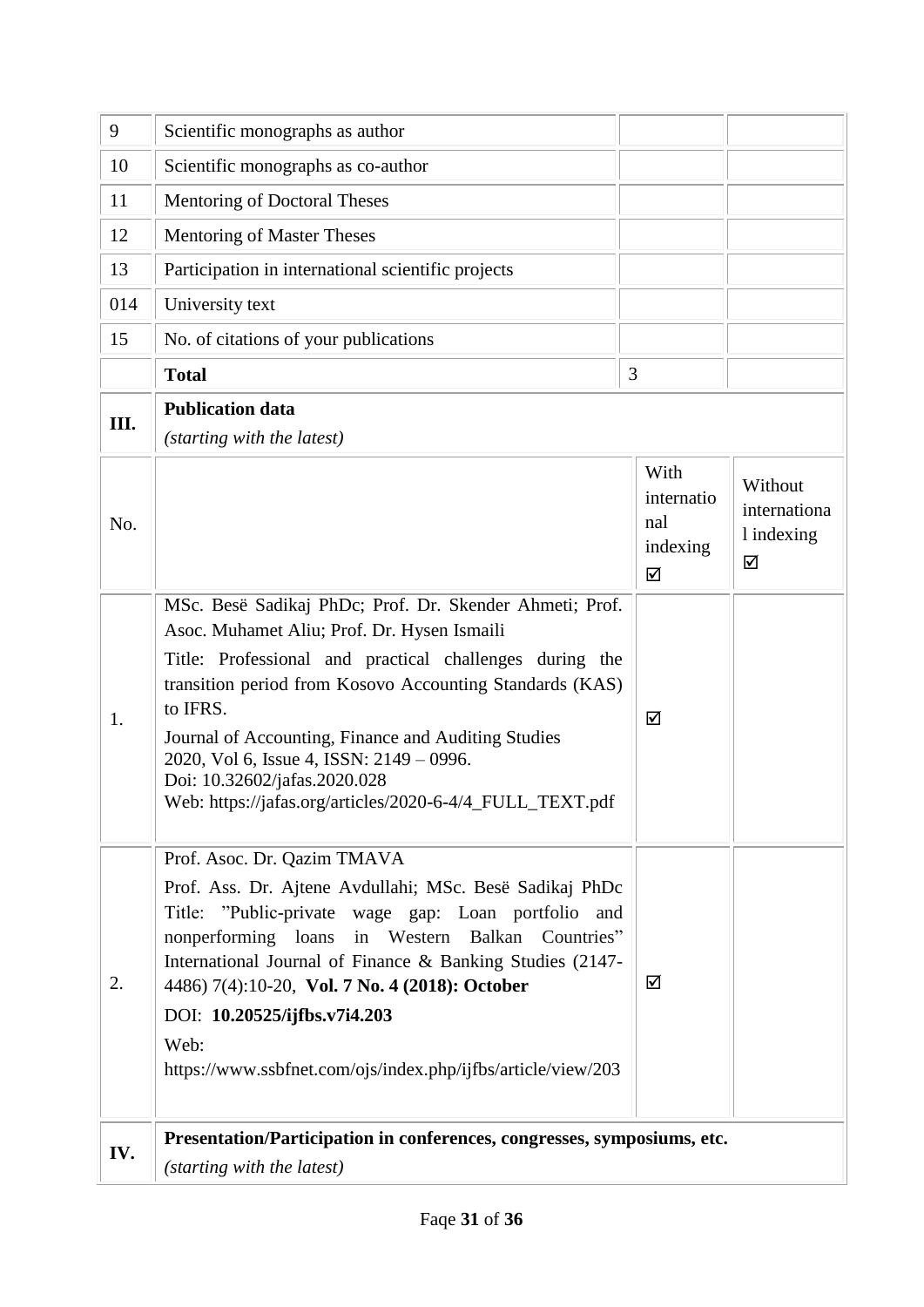| | | | |
|---|---|---|---|
| 9 | Scientific monographs as author | | |
| 10 | Scientific monographs as co-author | | |
| 11 | Mentoring of Doctoral Theses | | |
| 12 | Mentoring of Master Theses | | |
| 13 | Participation in international scientific projects | | |
| 014 | University text | | |
| 15 | No. of citations of your publications | | |
| | **Total** | 3 | |
| **III.** | **Publication data**<br>*(starting with the latest)* | | |
| No. | | With international indexing ☑ | Without international indexing ☑ |
| 1. | MSc. Besë Sadikaj PhDc; Prof. Dr. Skender Ahmeti; Prof. Asoc. Muhamet Aliu; Prof. Dr. Hysen Ismaili<br>Title: Professional and practical challenges during the transition period from Kosovo Accounting Standards (KAS) to IFRS.<br>Journal of Accounting, Finance and Auditing Studies 2020, Vol 6, Issue 4, ISSN: 2149 – 0996.<br>Doi: 10.32602/jafas.2020.028<br>Web: https://jafas.org/articles/2020-6-4/4_FULL_TEXT.pdf | ☑ | |
| 2. | Prof. Asoc. Dr. Qazim TMAVA<br>Prof. Ass. Dr. Ajtene Avdullahi; MSc. Besë Sadikaj PhDc<br>Title: "Public-private wage gap: Loan portfolio and nonperforming loans in Western Balkan Countries"<br>International Journal of Finance & Banking Studies (2147-4486) 7(4):10-20, **Vol. 7 No. 4 (2018): October**<br>DOI: **10.20525/ijfbs.v7i4.203**<br>Web: https://www.ssbfnet.com/ojs/index.php/ijfbs/article/view/203 | ☑ | |
| **IV.** | **Presentation/Participation in conferences, congresses, symposiums, etc.**<br>*(starting with the latest)* | | |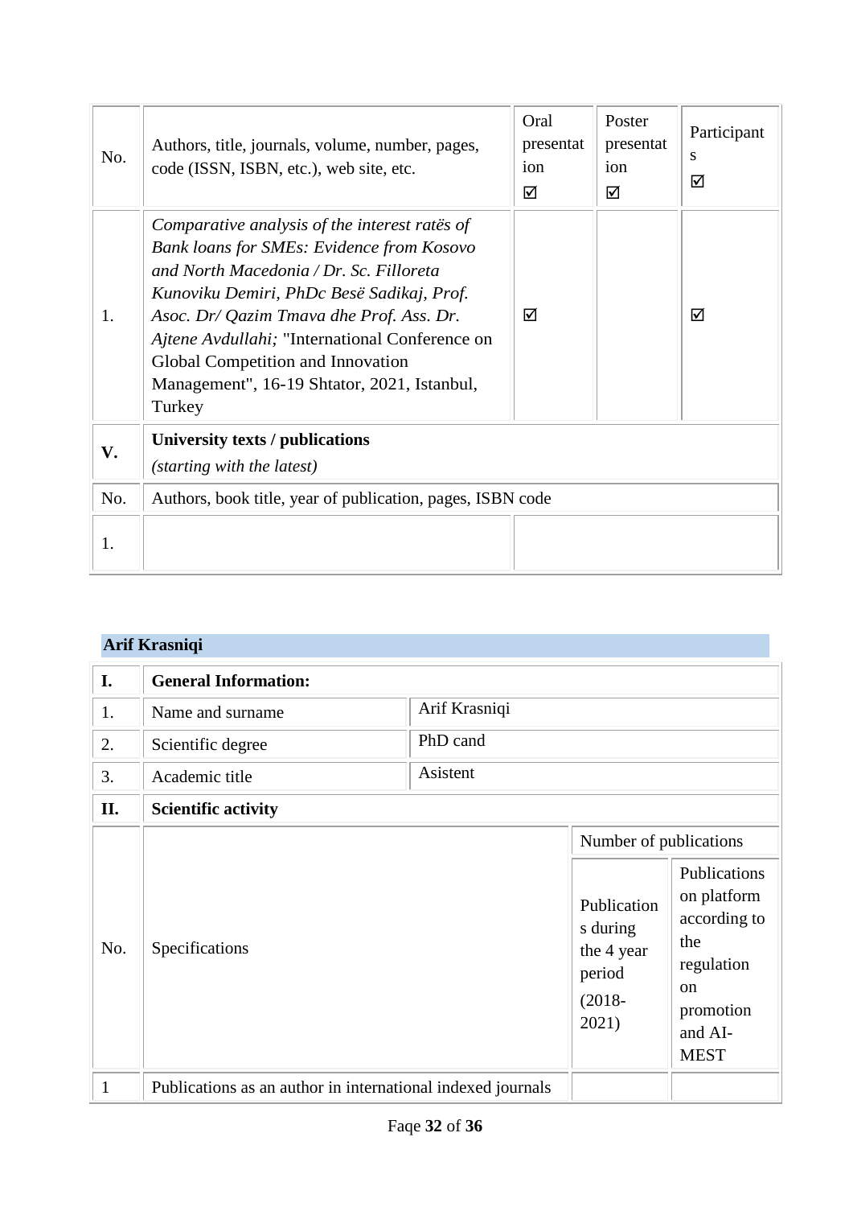| No. | Authors, title, journals, volume, number, pages, code (ISSN, ISBN, etc.), web site, etc. | Oral presentation ☑ | Poster presentation ☑ | Participants ☑ |
|---|---|---|---|---|
| 1. | *Comparative analysis of the interest ratës of Bank loans for SMEs: Evidence from Kosovo and North Macedonia / Dr. Sc. Filloreta Kunoviku Demiri, PhDc Besë Sadikaj, Prof. Asoc. Dr/ Qazim Tmava dhe Prof. Ass. Dr. Ajtene Avdullahi;* "International Conference on Global Competition and Innovation Management", 16-19 Shtator, 2021, Istanbul, Turkey | ☑ | | ☑ |

| | | |
|---|---|---|
| **V.** | **University texts / publications** *(starting with the latest)* | |
| No. | Authors, book title, year of publication, pages, ISBN code | |
| 1. | | |

**Arif Krasniqi**

| | | |
|---|---|---|
| **I.** | **General Information:** | |
| 1. | Name and surname | Arif Krasniqi |
| 2. | Scientific degree | PhD cand |
| 3. | Academic title | Asistent |

| | | | |
|---|---|---|---|
| **II.** | **Scientific activity** | | |
| No. | Specifications | Number of publications | |
| | | Publications during the 4 year period (2018-2021) | Publications on platform according to the regulation on promotion and AI-MEST |
| 1 | Publications as an author in international indexed journals | | |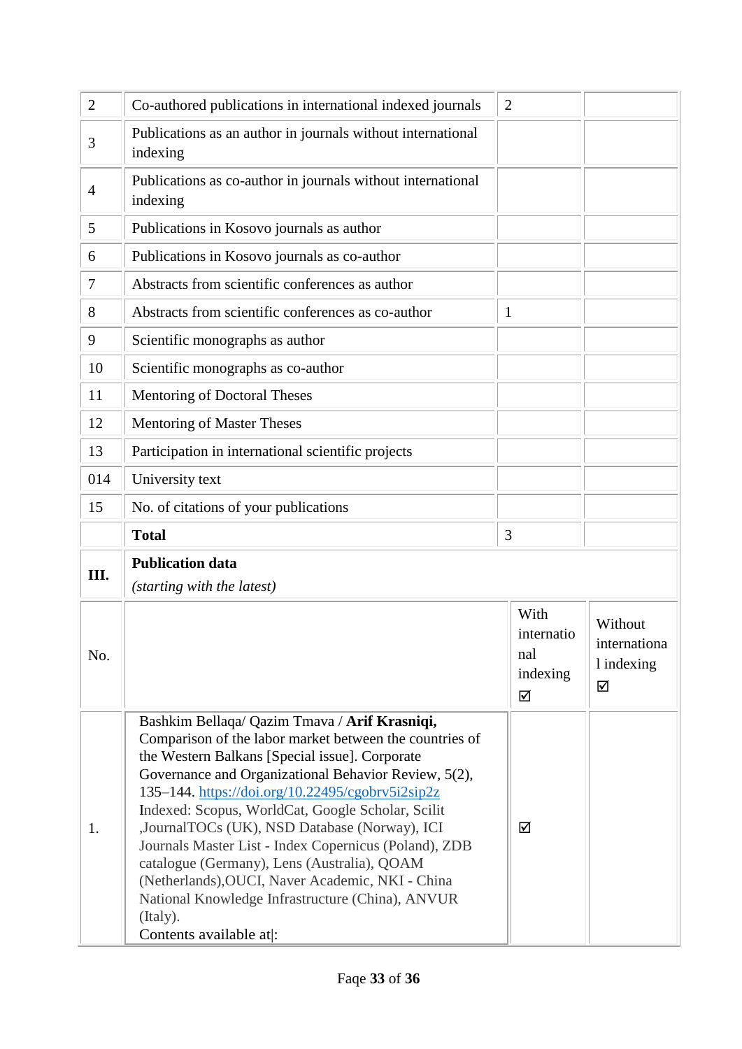| | | | |
|---|---|---|---|
| 2 | Co-authored publications in international indexed journals | 2 | |
| 3 | Publications as an author in journals without international indexing | | |
| 4 | Publications as co-author in journals without international indexing | | |
| 5 | Publications in Kosovo journals as author | | |
| 6 | Publications in Kosovo journals as co-author | | |
| 7 | Abstracts from scientific conferences as author | | |
| 8 | Abstracts from scientific conferences as co-author | 1 | |
| 9 | Scientific monographs as author | | |
| 10 | Scientific monographs as co-author | | |
| 11 | Mentoring of Doctoral Theses | | |
| 12 | Mentoring of Master Theses | | |
| 13 | Participation in international scientific projects | | |
| 014 | University text | | |
| 15 | No. of citations of your publications | | |
| | **Total** | 3 | |

| **III.** | **Publication data** *(starting with the latest)* | | |
|---|---|---|---|
| No. | | With international indexing ☑ | Without international indexing ☑ |
| 1. | Bashkim Bellaqa/ Qazim Tmava / **Arif Krasniqi,** Comparison of the labor market between the countries of the Western Balkans [Special issue]. Corporate Governance and Organizational Behavior Review, 5(2), 135–144. https://doi.org/10.22495/cgobrv5i2sip2z Indexed: Scopus, WorldCat, Google Scholar, Scilit ,JournalTOCs (UK), NSD Database (Norway), ICI Journals Master List - Index Copernicus (Poland), ZDB catalogue (Germany), Lens (Australia), QOAM (Netherlands),OUCI, Naver Academic, NKI - China National Knowledge Infrastructure (China), ANVUR (Italy). Contents available at: | ☑ | |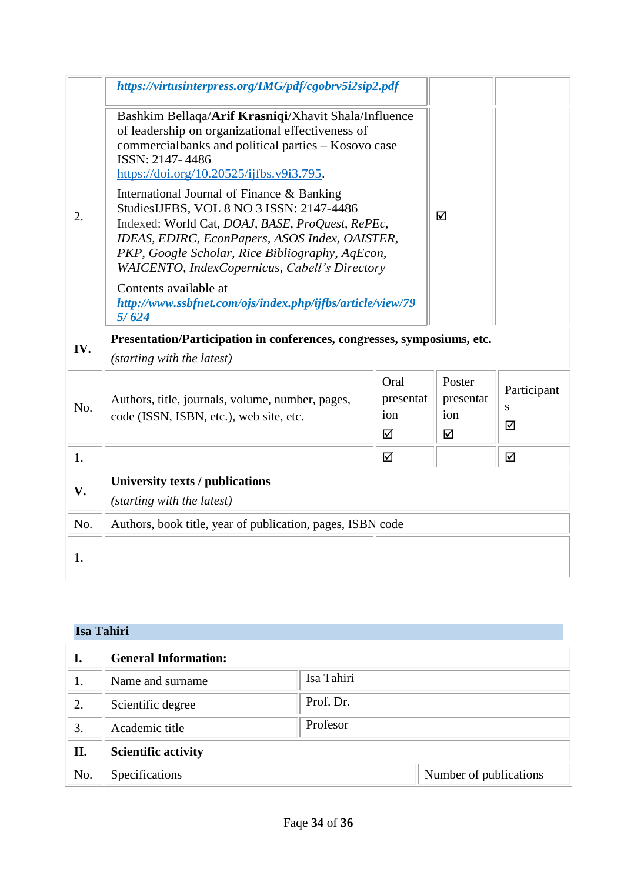| | | | |
|---|---|---|---|
| | ***https://virtusinterpress.org/IMG/pdf/cgobrv5i2sip2.pdf*** | | |
| 2. | Bashkim Bellaqa/**Arif Krasniqi**/Xhavit Shala/Influence of leadership on organizational effectiveness of commercialbanks and political parties – Kosovo case ISSN: 2147- 4486 https://doi.org/10.20525/ijfbs.v9i3.795.<br><br>International Journal of Finance & Banking StudiesIJFBS, VOL 8 NO 3 ISSN: 2147-4486 Indexed: World Cat, *DOAJ, BASE, ProQuest, RePEc, IDEAS, EDIRC, EconPapers, ASOS Index, OAISTER, PKP, Google Scholar, Rice Bibliography, AqEcon, WAICENTO, IndexCopernicus, Cabell's Directory*<br><br>Contents available at ***http://www.ssbfnet.com/ojs/index.php/ijfbs/article/view/795/ 624*** | ☑ | |

| | | | | |
|---|---|---|---|---|
| **IV.** | **Presentation/Participation in conferences, congresses, symposiums, etc.** *(starting with the latest)* | | | |
| No. | Authors, title, journals, volume, number, pages, code (ISSN, ISBN, etc.), web site, etc. | Oral presentation ☑ | Poster presentation ☑ | Participants ☑ |
| 1. | | ☑ | | ☑ |
| **V.** | **University texts / publications** *(starting with the latest)* | | | |
| No. | Authors, book title, year of publication, pages, ISBN code | | | |
| 1. | | | | |

## Isa Tahiri

| | | |
|---|---|---|
| **I.** | **General Information:** | |
| 1. | Name and surname | Isa Tahiri |
| 2. | Scientific degree | Prof. Dr. |
| 3. | Academic title | Profesor |
| **II.** | **Scientific activity** | |
| No. | Specifications | Number of publications |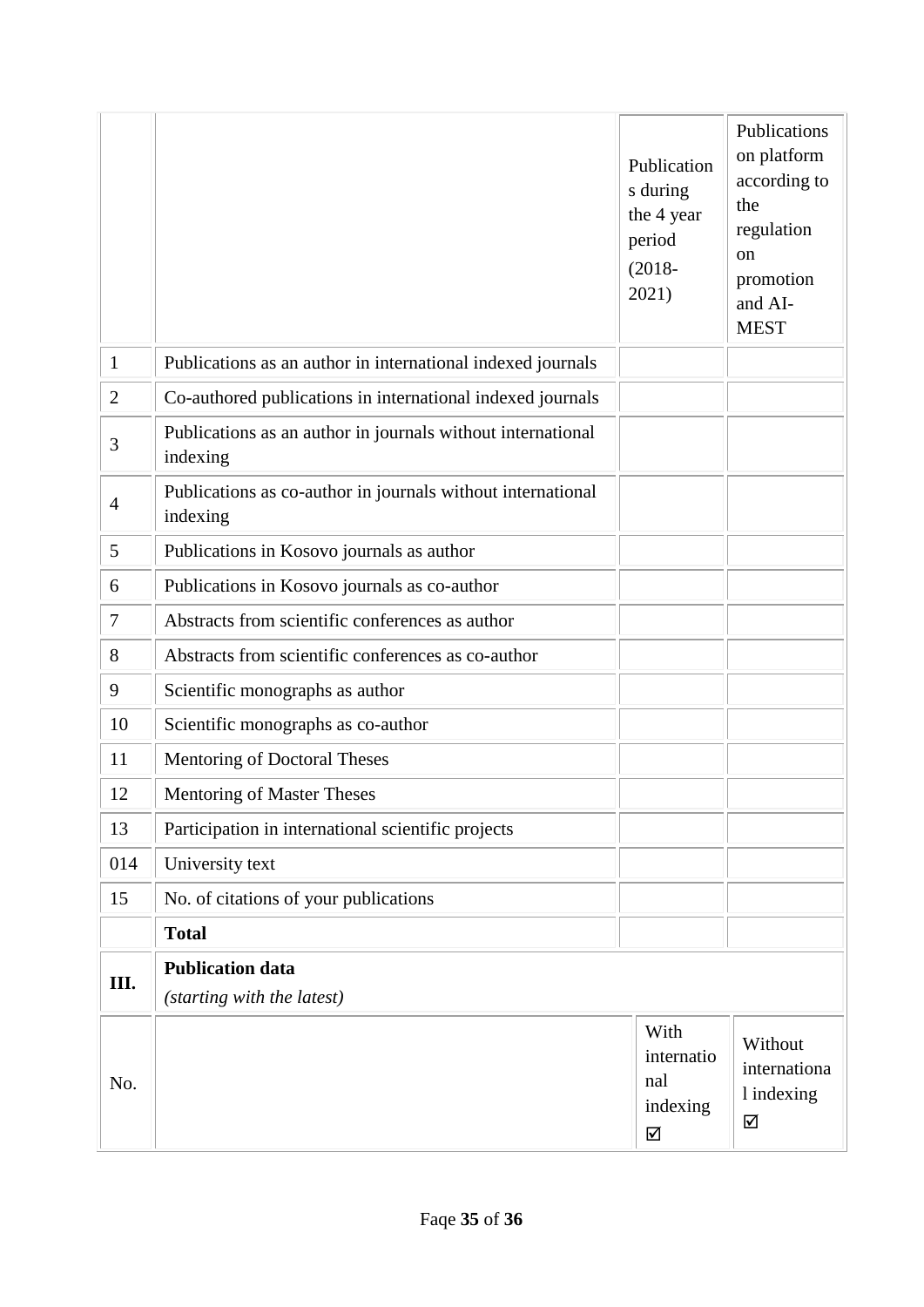| | | Publications during the 4 year period (2018-2021) | Publications on platform according to the regulation on promotion and AI-MEST |
|---|---|---|---|
| 1 | Publications as an author in international indexed journals | | |
| 2 | Co-authored publications in international indexed journals | | |
| 3 | Publications as an author in journals without international indexing | | |
| 4 | Publications as co-author in journals without international indexing | | |
| 5 | Publications in Kosovo journals as author | | |
| 6 | Publications in Kosovo journals as co-author | | |
| 7 | Abstracts from scientific conferences as author | | |
| 8 | Abstracts from scientific conferences as co-author | | |
| 9 | Scientific monographs as author | | |
| 10 | Scientific monographs as co-author | | |
| 11 | Mentoring of Doctoral Theses | | |
| 12 | Mentoring of Master Theses | | |
| 13 | Participation in international scientific projects | | |
| 014 | University text | | |
| 15 | No. of citations of your publications | | |
| | **Total** | | |

| III. | **Publication data** *(starting with the latest)* | | |
|---|---|---|---|
| No. | | With international indexing ☑ | Without international indexing ☑ |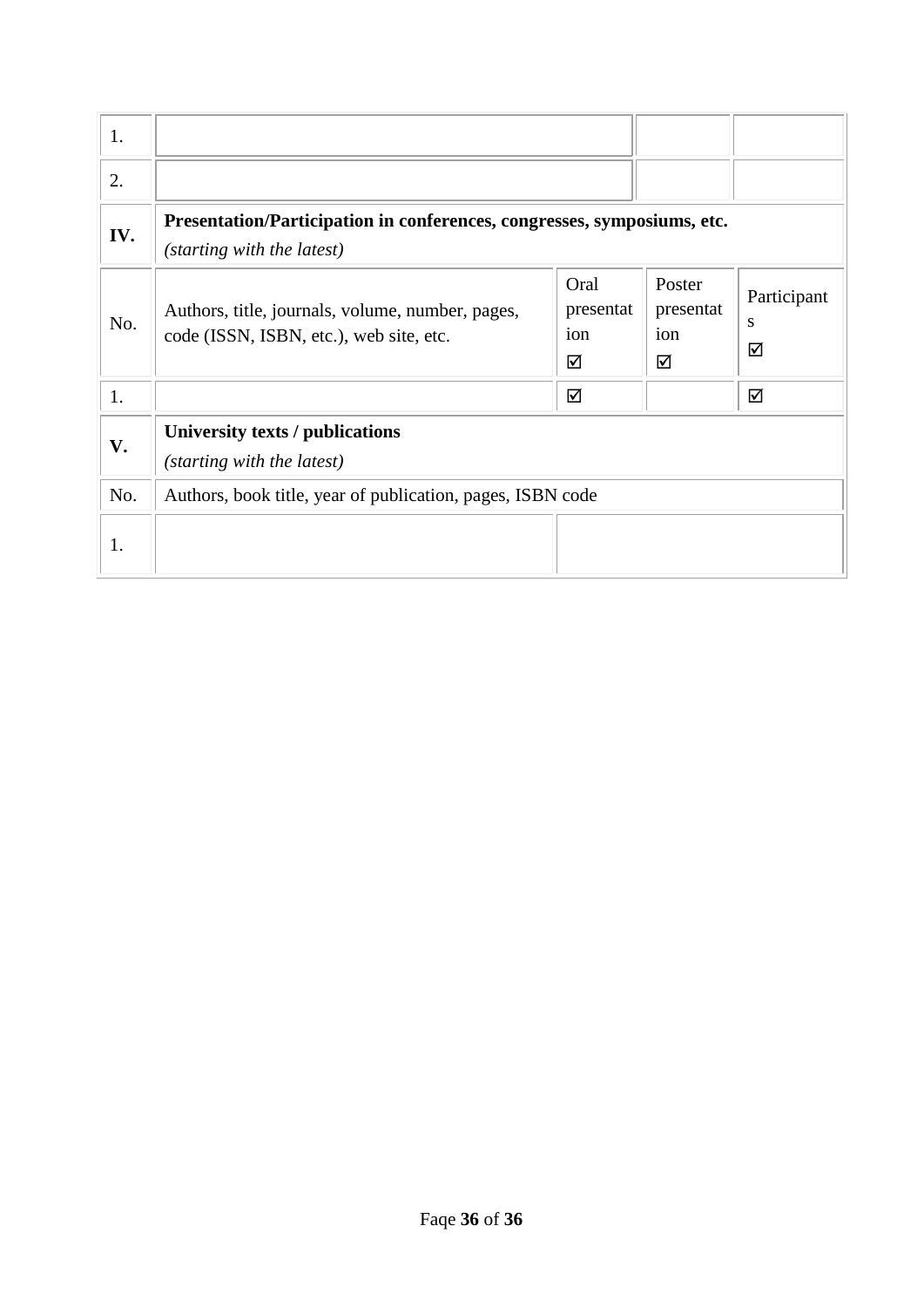| | | | | |
|---|---|---|---|---|
| 1. | | | | |
| 2. | | | | |
| **IV.** | **Presentation/Participation in conferences, congresses, symposiums, etc.** *(starting with the latest)* | | | |
| No. | Authors, title, journals, volume, number, pages, code (ISSN, ISBN, etc.), web site, etc. | Oral presentation ☑ | Poster presentation ☑ | Participants ☑ |
| 1. | | ☑ | | ☑ |
| **V.** | **University texts / publications** *(starting with the latest)* | | | |
| No. | Authors, book title, year of publication, pages, ISBN code | | | |
| 1. | | | | |